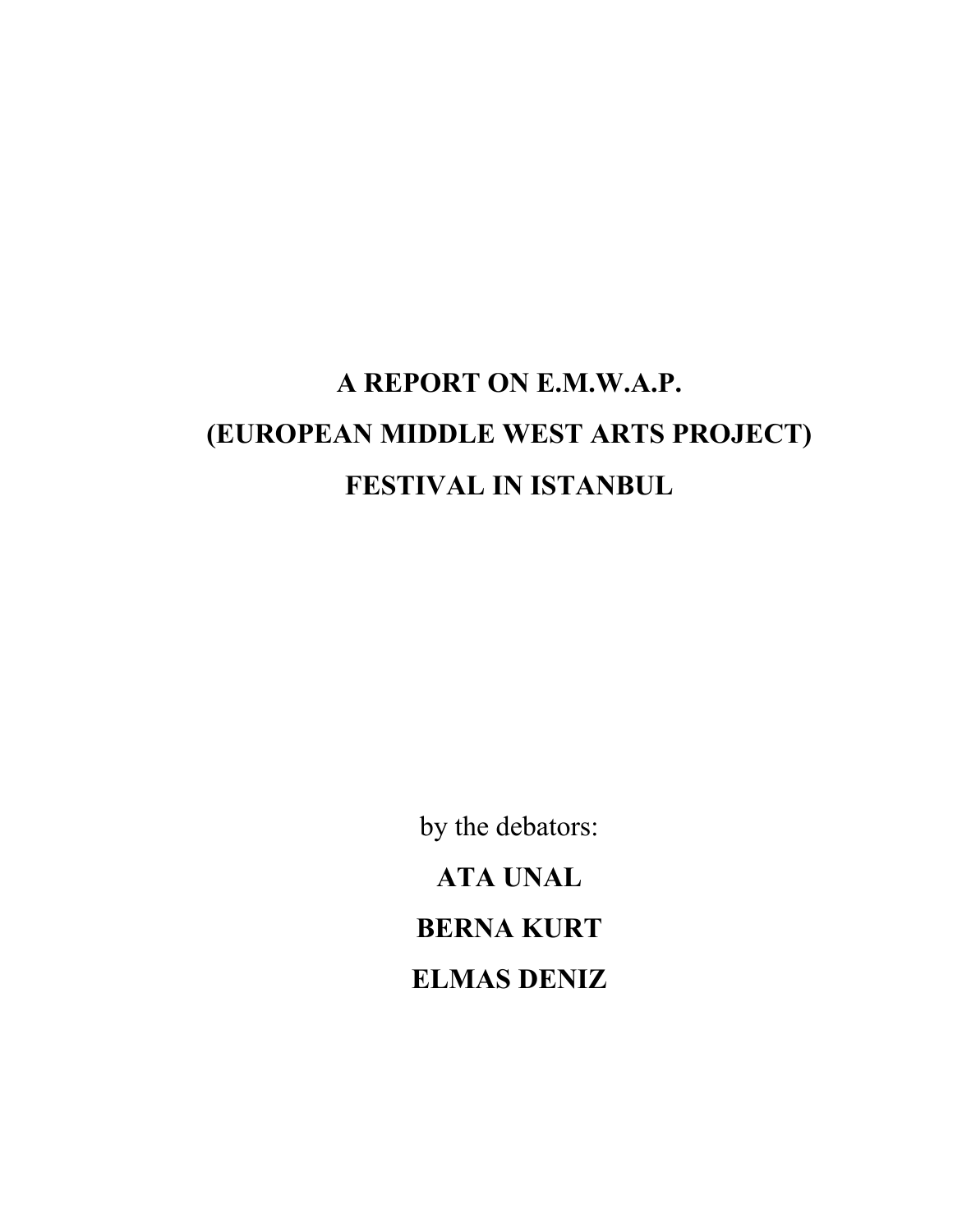# A REPORT ON E.M.W.A.P.
# (EUROPEAN MIDDLE WEST ARTS PROJECT)
# FESTIVAL IN ISTANBUL

by the debators:

**ATA UNAL**

**BERNA KURT**

**ELMAS DENIZ**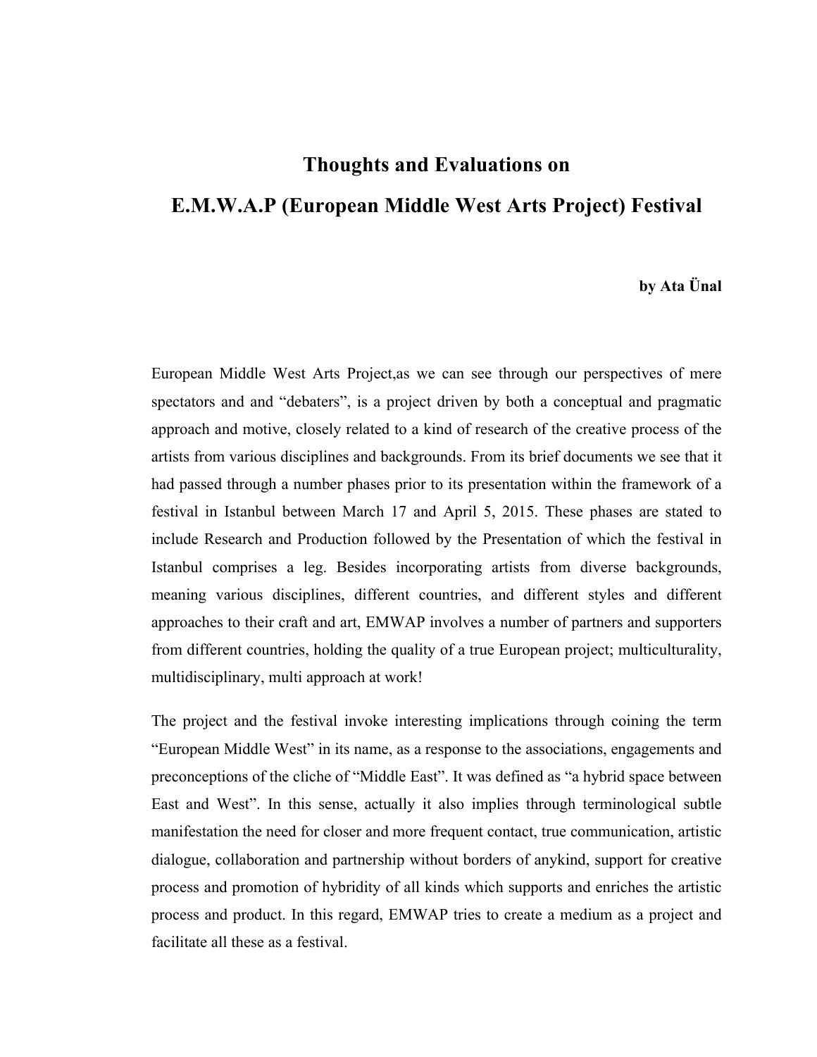# Thoughts and Evaluations on

# E.M.W.A.P (European Middle West Arts Project) Festival

**by Ata Ünal**

European Middle West Arts Project,as we can see through our perspectives of mere spectators and and "debaters", is a project driven by both a conceptual and pragmatic approach and motive, closely related to a kind of research of the creative process of the artists from various disciplines and backgrounds. From its brief documents we see that it had passed through a number phases prior to its presentation within the framework of a festival in Istanbul between March 17 and April 5, 2015. These phases are stated to include Research and Production followed by the Presentation of which the festival in Istanbul comprises a leg. Besides incorporating artists from diverse backgrounds, meaning various disciplines, different countries, and different styles and different approaches to their craft and art, EMWAP involves a number of partners and supporters from different countries, holding the quality of a true European project; multiculturality, multidisciplinary, multi approach at work!

The project and the festival invoke interesting implications through coining the term "European Middle West" in its name, as a response to the associations, engagements and preconceptions of the cliche of "Middle East". It was defined as "a hybrid space between East and West". In this sense, actually it also implies through terminological subtle manifestation the need for closer and more frequent contact, true communication, artistic dialogue, collaboration and partnership without borders of anykind, support for creative process and promotion of hybridity of all kinds which supports and enriches the artistic process and product. In this regard, EMWAP tries to create a medium as a project and facilitate all these as a festival.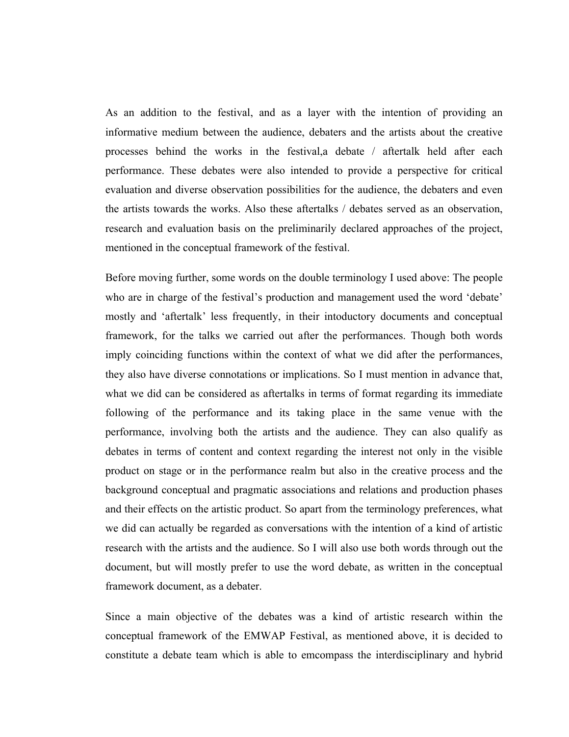As an addition to the festival, and as a layer with the intention of providing an informative medium between the audience, debaters and the artists about the creative processes behind the works in the festival,a debate / aftertalk held after each performance. These debates were also intended to provide a perspective for critical evaluation and diverse observation possibilities for the audience, the debaters and even the artists towards the works. Also these aftertalks / debates served as an observation, research and evaluation basis on the preliminarily declared approaches of the project, mentioned in the conceptual framework of the festival.

Before moving further, some words on the double terminology I used above: The people who are in charge of the festival's production and management used the word 'debate' mostly and 'aftertalk' less frequently, in their intoductory documents and conceptual framework, for the talks we carried out after the performances. Though both words imply coinciding functions within the context of what we did after the performances, they also have diverse connotations or implications. So I must mention in advance that, what we did can be considered as aftertalks in terms of format regarding its immediate following of the performance and its taking place in the same venue with the performance, involving both the artists and the audience. They can also qualify as debates in terms of content and context regarding the interest not only in the visible product on stage or in the performance realm but also in the creative process and the background conceptual and pragmatic associations and relations and production phases and their effects on the artistic product. So apart from the terminology preferences, what we did can actually be regarded as conversations with the intention of a kind of artistic research with the artists and the audience. So I will also use both words through out the document, but will mostly prefer to use the word debate, as written in the conceptual framework document, as a debater.

Since a main objective of the debates was a kind of artistic research within the conceptual framework of the EMWAP Festival, as mentioned above, it is decided to constitute a debate team which is able to emcompass the interdisciplinary and hybrid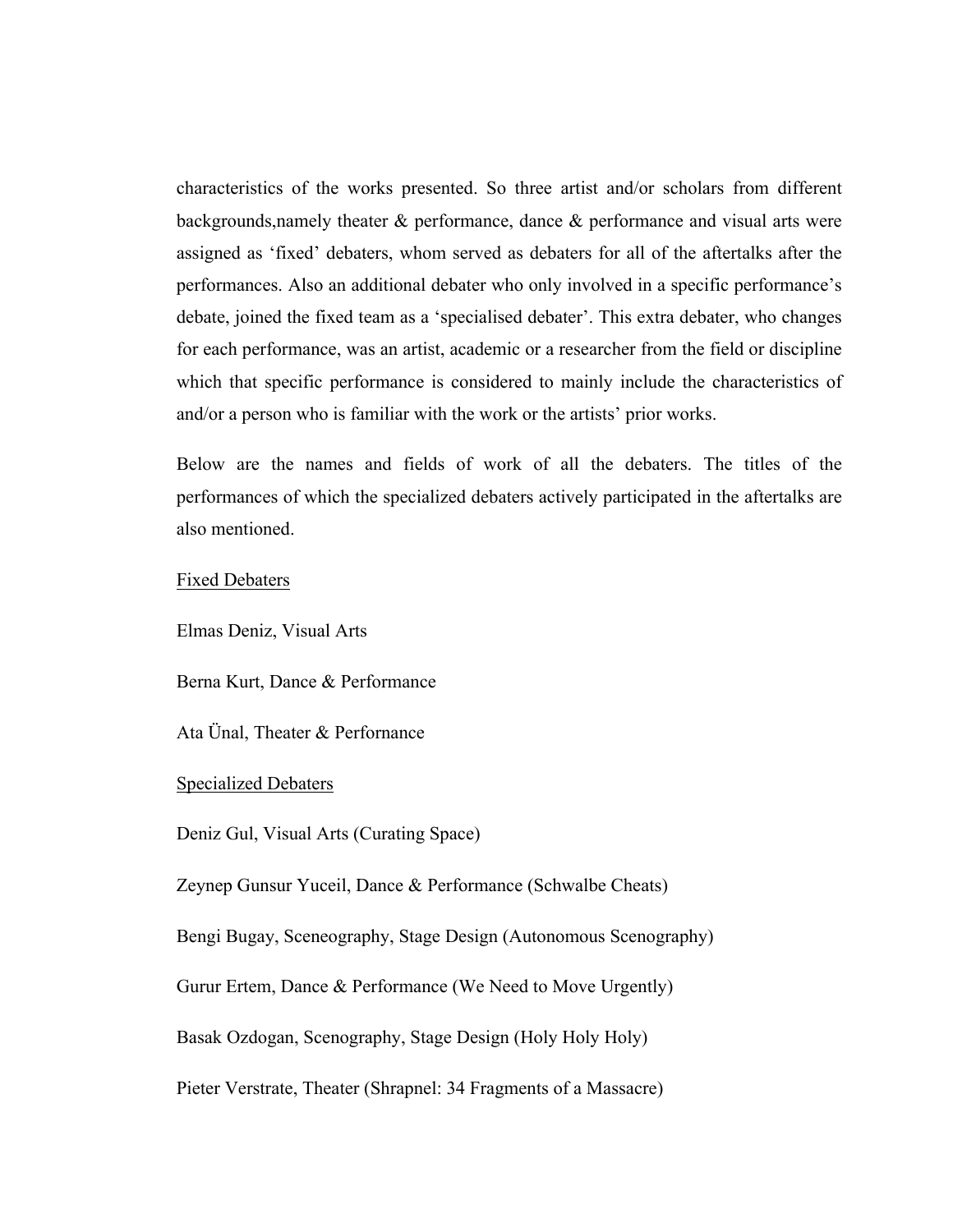characteristics of the works presented. So three artist and/or scholars from different backgrounds,namely theater & performance, dance & performance and visual arts were assigned as 'fixed' debaters, whom served as debaters for all of the aftertalks after the performances. Also an additional debater who only involved in a specific performance's debate, joined the fixed team as a 'specialised debater'. This extra debater, who changes for each performance, was an artist, academic or a researcher from the field or discipline which that specific performance is considered to mainly include the characteristics of and/or a person who is familiar with the work or the artists' prior works.

Below are the names and fields of work of all the debaters. The titles of the performances of which the specialized debaters actively participated in the aftertalks are also mentioned.

<u>Fixed Debaters</u>

Elmas Deniz, Visual Arts

Berna Kurt, Dance & Performance

Ata Ünal, Theater & Perfornance

<u>Specialized Debaters</u>

Deniz Gul, Visual Arts (Curating Space)

Zeynep Gunsur Yuceil, Dance & Performance (Schwalbe Cheats)

Bengi Bugay, Sceneography, Stage Design (Autonomous Scenography)

Gurur Ertem, Dance & Performance (We Need to Move Urgently)

Basak Ozdogan, Scenography, Stage Design (Holy Holy Holy)

Pieter Verstrate, Theater (Shrapnel: 34 Fragments of a Massacre)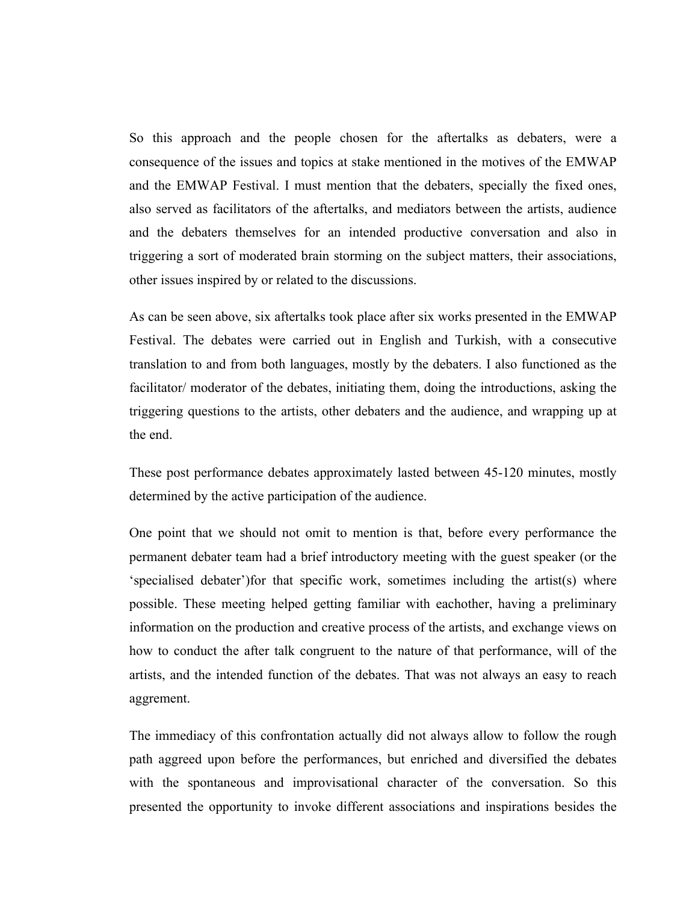So this approach and the people chosen for the aftertalks as debaters, were a consequence of the issues and topics at stake mentioned in the motives of the EMWAP and the EMWAP Festival. I must mention that the debaters, specially the fixed ones, also served as facilitators of the aftertalks, and mediators between the artists, audience and the debaters themselves for an intended productive conversation and also in triggering a sort of moderated brain storming on the subject matters, their associations, other issues inspired by or related to the discussions.

As can be seen above, six aftertalks took place after six works presented in the EMWAP Festival. The debates were carried out in English and Turkish, with a consecutive translation to and from both languages, mostly by the debaters. I also functioned as the facilitator/ moderator of the debates, initiating them, doing the introductions, asking the triggering questions to the artists, other debaters and the audience, and wrapping up at the end.

These post performance debates approximately lasted between 45-120 minutes, mostly determined by the active participation of the audience.

One point that we should not omit to mention is that, before every performance the permanent debater team had a brief introductory meeting with the guest speaker (or the 'specialised debater')for that specific work, sometimes including the artist(s) where possible. These meeting helped getting familiar with eachother, having a preliminary information on the production and creative process of the artists, and exchange views on how to conduct the after talk congruent to the nature of that performance, will of the artists, and the intended function of the debates. That was not always an easy to reach aggrement.

The immediacy of this confrontation actually did not always allow to follow the rough path aggreed upon before the performances, but enriched and diversified the debates with the spontaneous and improvisational character of the conversation. So this presented the opportunity to invoke different associations and inspirations besides the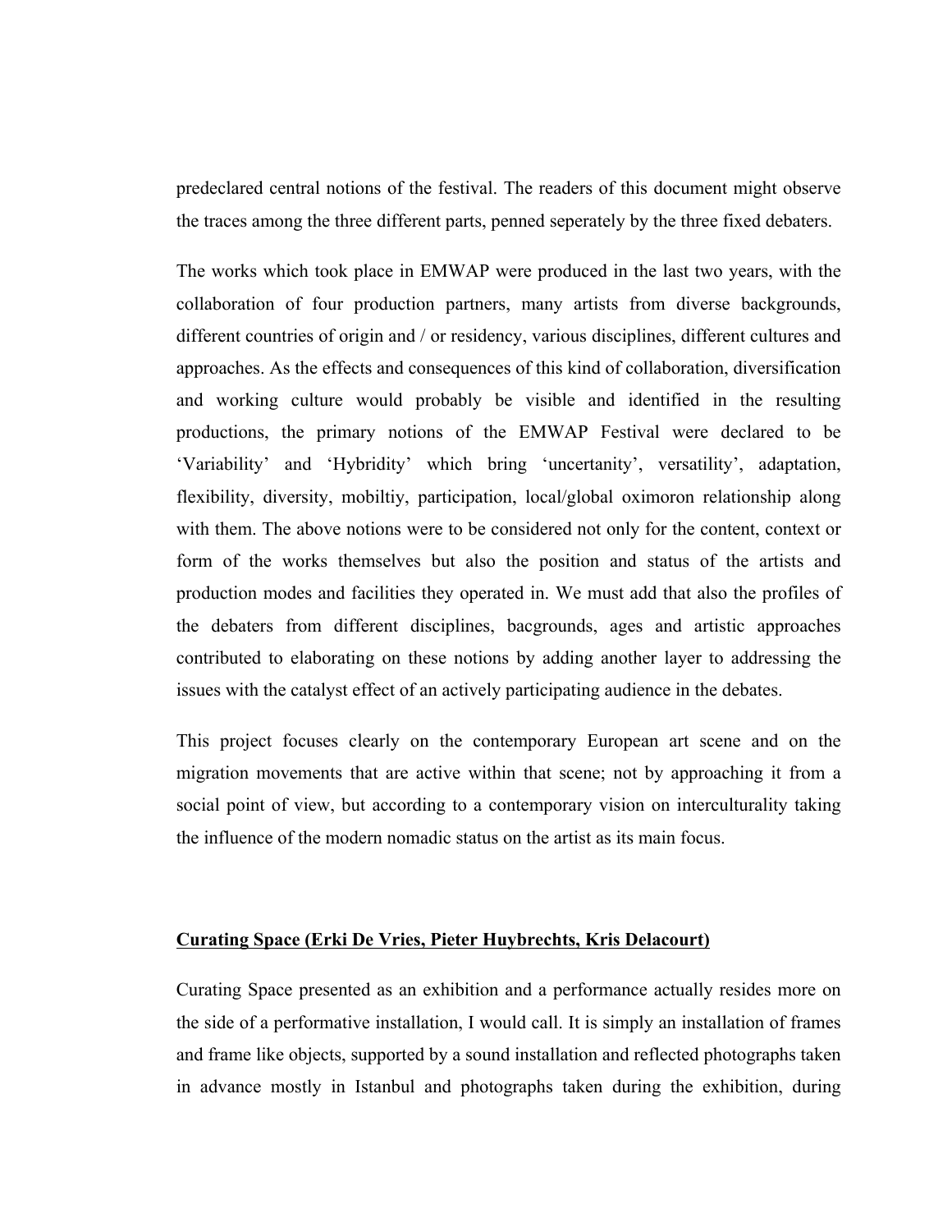predeclared central notions of the festival. The readers of this document might observe the traces among the three different parts, penned seperately by the three fixed debaters.

The works which took place in EMWAP were produced in the last two years, with the collaboration of four production partners, many artists from diverse backgrounds, different countries of origin and / or residency, various disciplines, different cultures and approaches. As the effects and consequences of this kind of collaboration, diversification and working culture would probably be visible and identified in the resulting productions, the primary notions of the EMWAP Festival were declared to be 'Variability' and 'Hybridity' which bring 'uncertanity', versatility', adaptation, flexibility, diversity, mobiltiy, participation, local/global oximoron relationship along with them. The above notions were to be considered not only for the content, context or form of the works themselves but also the position and status of the artists and production modes and facilities they operated in. We must add that also the profiles of the debaters from different disciplines, bacgrounds, ages and artistic approaches contributed to elaborating on these notions by adding another layer to addressing the issues with the catalyst effect of an actively participating audience in the debates.

This project focuses clearly on the contemporary European art scene and on the migration movements that are active within that scene; not by approaching it from a social point of view, but according to a contemporary vision on interculturality taking the influence of the modern nomadic status on the artist as its main focus.

<u>**Curating Space (Erki De Vries, Pieter Huybrechts, Kris Delacourt)**</u>

Curating Space presented as an exhibition and a performance actually resides more on the side of a performative installation, I would call. It is simply an installation of frames and frame like objects, supported by a sound installation and reflected photographs taken in advance mostly in Istanbul and photographs taken during the exhibition, during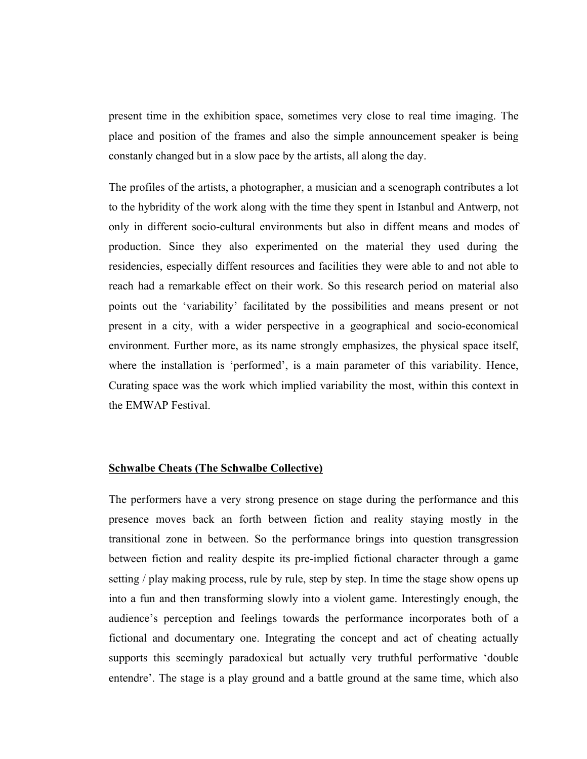present time in the exhibition space, sometimes very close to real time imaging. The place and position of the frames and also the simple announcement speaker is being constanly changed but in a slow pace by the artists, all along the day.

The profiles of the artists, a photographer, a musician and a scenograph contributes a lot to the hybridity of the work along with the time they spent in Istanbul and Antwerp, not only in different socio-cultural environments but also in diffent means and modes of production. Since they also experimented on the material they used during the residencies, especially diffent resources and facilities they were able to and not able to reach had a remarkable effect on their work. So this research period on material also points out the 'variability' facilitated by the possibilities and means present or not present in a city, with a wider perspective in a geographical and socio-economical environment. Further more, as its name strongly emphasizes, the physical space itself, where the installation is 'performed', is a main parameter of this variability. Hence, Curating space was the work which implied variability the most, within this context in the EMWAP Festival.

**<u>Schwalbe Cheats (The Schwalbe Collective)</u>**

The performers have a very strong presence on stage during the performance and this presence moves back an forth between fiction and reality staying mostly in the transitional zone in between. So the performance brings into question transgression between fiction and reality despite its pre-implied fictional character through a game setting / play making process, rule by rule, step by step. In time the stage show opens up into a fun and then transforming slowly into a violent game. Interestingly enough, the audience's perception and feelings towards the performance incorporates both of a fictional and documentary one. Integrating the concept and act of cheating actually supports this seemingly paradoxical but actually very truthful performative 'double entendre'. The stage is a play ground and a battle ground at the same time, which also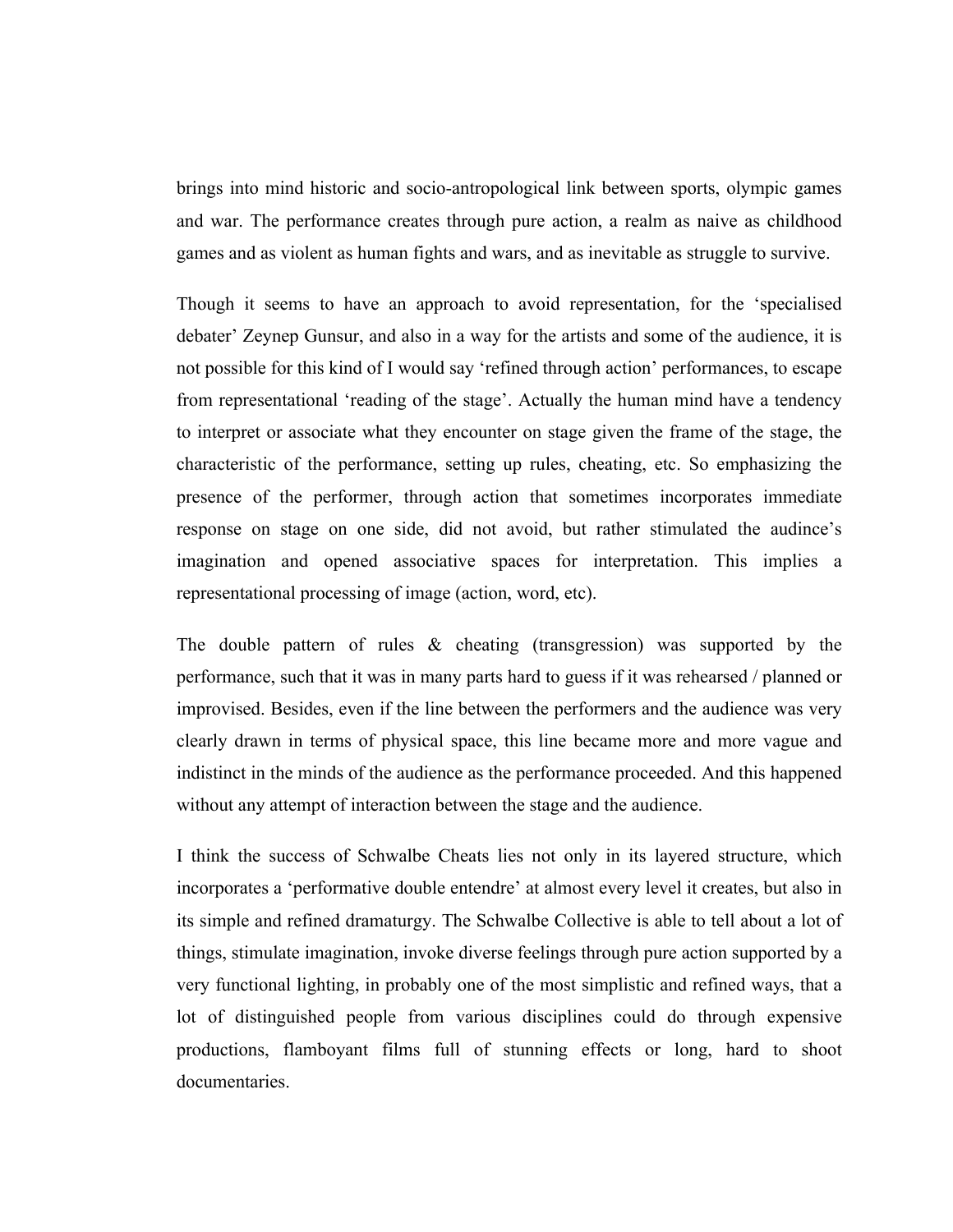brings into mind historic and socio-antropological link between sports, olympic games and war. The performance creates through pure action, a realm as naive as childhood games and as violent as human fights and wars, and as inevitable as struggle to survive.

Though it seems to have an approach to avoid representation, for the 'specialised debater' Zeynep Gunsur, and also in a way for the artists and some of the audience, it is not possible for this kind of I would say 'refined through action' performances, to escape from representational 'reading of the stage'. Actually the human mind have a tendency to interpret or associate what they encounter on stage given the frame of the stage, the characteristic of the performance, setting up rules, cheating, etc. So emphasizing the presence of the performer, through action that sometimes incorporates immediate response on stage on one side, did not avoid, but rather stimulated the audince's imagination and opened associative spaces for interpretation. This implies a representational processing of image (action, word, etc).

The double pattern of rules & cheating (transgression) was supported by the performance, such that it was in many parts hard to guess if it was rehearsed / planned or improvised. Besides, even if the line between the performers and the audience was very clearly drawn in terms of physical space, this line became more and more vague and indistinct in the minds of the audience as the performance proceeded. And this happened without any attempt of interaction between the stage and the audience.

I think the success of Schwalbe Cheats lies not only in its layered structure, which incorporates a 'performative double entendre' at almost every level it creates, but also in its simple and refined dramaturgy. The Schwalbe Collective is able to tell about a lot of things, stimulate imagination, invoke diverse feelings through pure action supported by a very functional lighting, in probably one of the most simplistic and refined ways, that a lot of distinguished people from various disciplines could do through expensive productions, flamboyant films full of stunning effects or long, hard to shoot documentaries.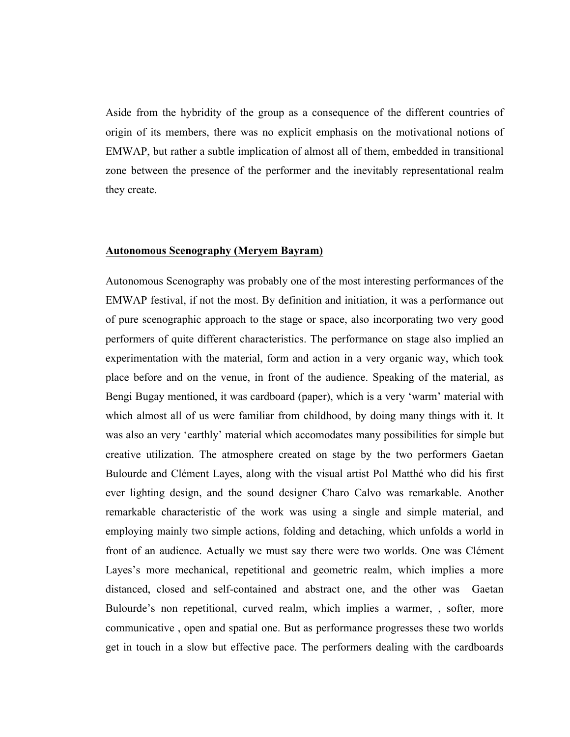Aside from the hybridity of the group as a consequence of the different countries of origin of its members, there was no explicit emphasis on the motivational notions of EMWAP, but rather a subtle implication of almost all of them, embedded in transitional zone between the presence of the performer and the inevitably representational realm they create.

**Autonomous Scenography (Meryem Bayram)**

Autonomous Scenography was probably one of the most interesting performances of the EMWAP festival, if not the most. By definition and initiation, it was a performance out of pure scenographic approach to the stage or space, also incorporating two very good performers of quite different characteristics. The performance on stage also implied an experimentation with the material, form and action in a very organic way, which took place before and on the venue, in front of the audience. Speaking of the material, as Bengi Bugay mentioned, it was cardboard (paper), which is a very 'warm' material with which almost all of us were familiar from childhood, by doing many things with it. It was also an very 'earthly' material which accomodates many possibilities for simple but creative utilization. The atmosphere created on stage by the two performers Gaetan Bulourde and Clément Layes, along with the visual artist Pol Matthé who did his first ever lighting design, and the sound designer Charo Calvo was remarkable. Another remarkable characteristic of the work was using a single and simple material, and employing mainly two simple actions, folding and detaching, which unfolds a world in front of an audience. Actually we must say there were two worlds. One was Clément Layes's more mechanical, repetitional and geometric realm, which implies a more distanced, closed and self-contained and abstract one, and the other was Gaetan Bulourde's non repetitional, curved realm, which implies a warmer, , softer, more communicative , open and spatial one. But as performance progresses these two worlds get in touch in a slow but effective pace. The performers dealing with the cardboards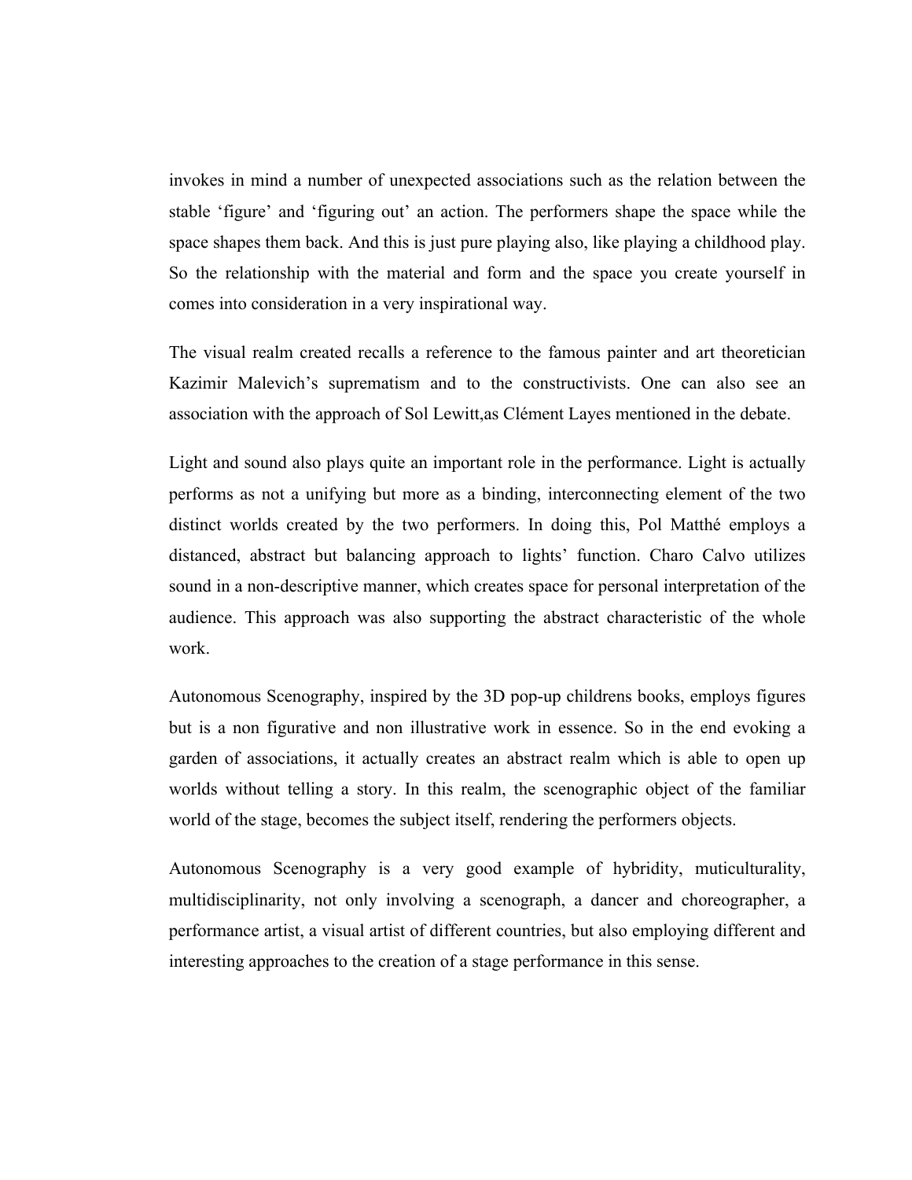invokes in mind a number of unexpected associations such as the relation between the stable 'figure' and 'figuring out' an action. The performers shape the space while the space shapes them back. And this is just pure playing also, like playing a childhood play. So the relationship with the material and form and the space you create yourself in comes into consideration in a very inspirational way.

The visual realm created recalls a reference to the famous painter and art theoretician Kazimir Malevich's suprematism and to the constructivists. One can also see an association with the approach of Sol Lewitt,as Clément Layes mentioned in the debate.

Light and sound also plays quite an important role in the performance. Light is actually performs as not a unifying but more as a binding, interconnecting element of the two distinct worlds created by the two performers. In doing this, Pol Matthé employs a distanced, abstract but balancing approach to lights' function. Charo Calvo utilizes sound in a non-descriptive manner, which creates space for personal interpretation of the audience. This approach was also supporting the abstract characteristic of the whole work.

Autonomous Scenography, inspired by the 3D pop-up childrens books, employs figures but is a non figurative and non illustrative work in essence. So in the end evoking a garden of associations, it actually creates an abstract realm which is able to open up worlds without telling a story. In this realm, the scenographic object of the familiar world of the stage, becomes the subject itself, rendering the performers objects.

Autonomous Scenography is a very good example of hybridity, muticulturality, multidisciplinarity, not only involving a scenograph, a dancer and choreographer, a performance artist, a visual artist of different countries, but also employing different and interesting approaches to the creation of a stage performance in this sense.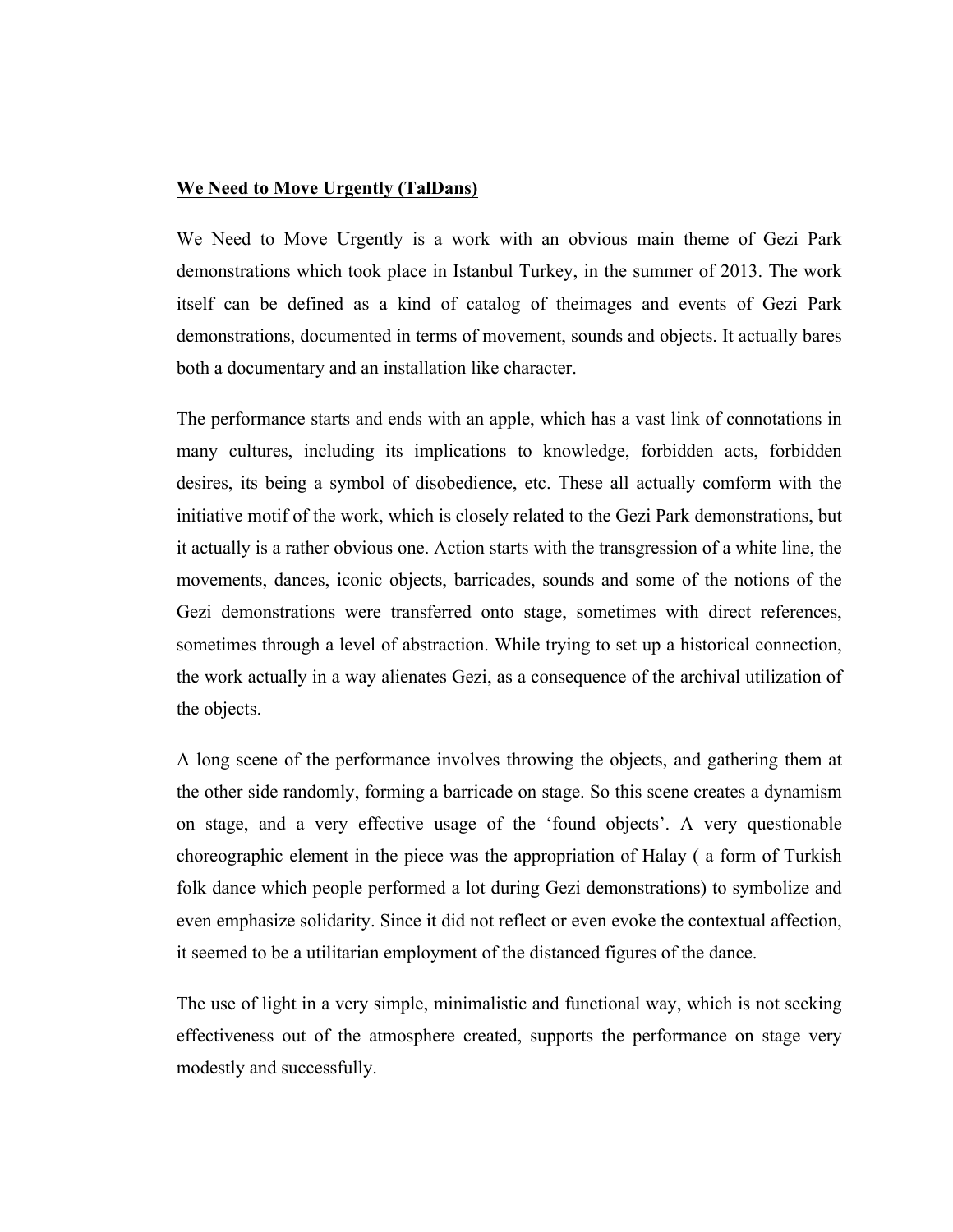**We Need to Move Urgently (TalDans)**

We Need to Move Urgently is a work with an obvious main theme of Gezi Park demonstrations which took place in Istanbul Turkey, in the summer of 2013. The work itself can be defined as a kind of catalog of theimages and events of Gezi Park demonstrations, documented in terms of movement, sounds and objects. It actually bares both a documentary and an installation like character.

The performance starts and ends with an apple, which has a vast link of connotations in many cultures, including its implications to knowledge, forbidden acts, forbidden desires, its being a symbol of disobedience, etc. These all actually comform with the initiative motif of the work, which is closely related to the Gezi Park demonstrations, but it actually is a rather obvious one. Action starts with the transgression of a white line, the movements, dances, iconic objects, barricades, sounds and some of the notions of the Gezi demonstrations were transferred onto stage, sometimes with direct references, sometimes through a level of abstraction. While trying to set up a historical connection, the work actually in a way alienates Gezi, as a consequence of the archival utilization of the objects.

A long scene of the performance involves throwing the objects, and gathering them at the other side randomly, forming a barricade on stage. So this scene creates a dynamism on stage, and a very effective usage of the 'found objects'. A very questionable choreographic element in the piece was the appropriation of Halay ( a form of Turkish folk dance which people performed a lot during Gezi demonstrations) to symbolize and even emphasize solidarity. Since it did not reflect or even evoke the contextual affection, it seemed to be a utilitarian employment of the distanced figures of the dance.

The use of light in a very simple, minimalistic and functional way, which is not seeking effectiveness out of the atmosphere created, supports the performance on stage very modestly and successfully.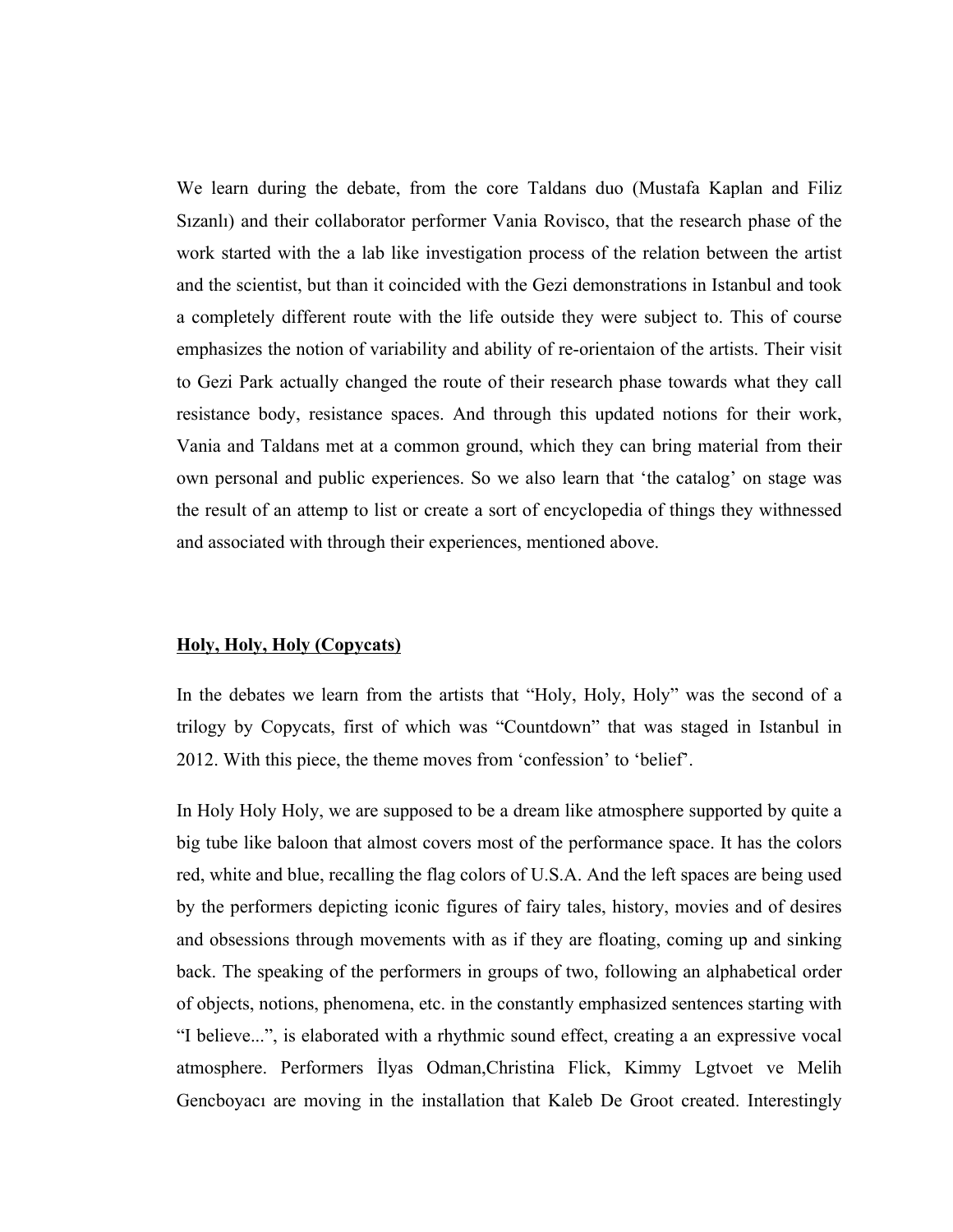We learn during the debate, from the core Taldans duo (Mustafa Kaplan and Filiz Sızanlı) and their collaborator performer Vania Rovisco, that the research phase of the work started with the a lab like investigation process of the relation between the artist and the scientist, but than it coincided with the Gezi demonstrations in Istanbul and took a completely different route with the life outside they were subject to. This of course emphasizes the notion of variability and ability of re-orientaion of the artists. Their visit to Gezi Park actually changed the route of their research phase towards what they call resistance body, resistance spaces. And through this updated notions for their work, Vania and Taldans met at a common ground, which they can bring material from their own personal and public experiences. So we also learn that 'the catalog' on stage was the result of an attemp to list or create a sort of encyclopedia of things they withnessed and associated with through their experiences, mentioned above.

**<u>Holy, Holy, Holy (Copycats)</u>**

In the debates we learn from the artists that "Holy, Holy, Holy" was the second of a trilogy by Copycats, first of which was "Countdown" that was staged in Istanbul in 2012. With this piece, the theme moves from 'confession' to 'belief'.

In Holy Holy Holy, we are supposed to be a dream like atmosphere supported by quite a big tube like baloon that almost covers most of the performance space. It has the colors red, white and blue, recalling the flag colors of U.S.A. And the left spaces are being used by the performers depicting iconic figures of fairy tales, history, movies and of desires and obsessions through movements with as if they are floating, coming up and sinking back. The speaking of the performers in groups of two, following an alphabetical order of objects, notions, phenomena, etc. in the constantly emphasized sentences starting with "I believe...", is elaborated with a rhythmic sound effect, creating a an expressive vocal atmosphere. Performers İlyas Odman,Christina Flick, Kimmy Lgtvoet ve Melih Gencboyacı are moving in the installation that Kaleb De Groot created. Interestingly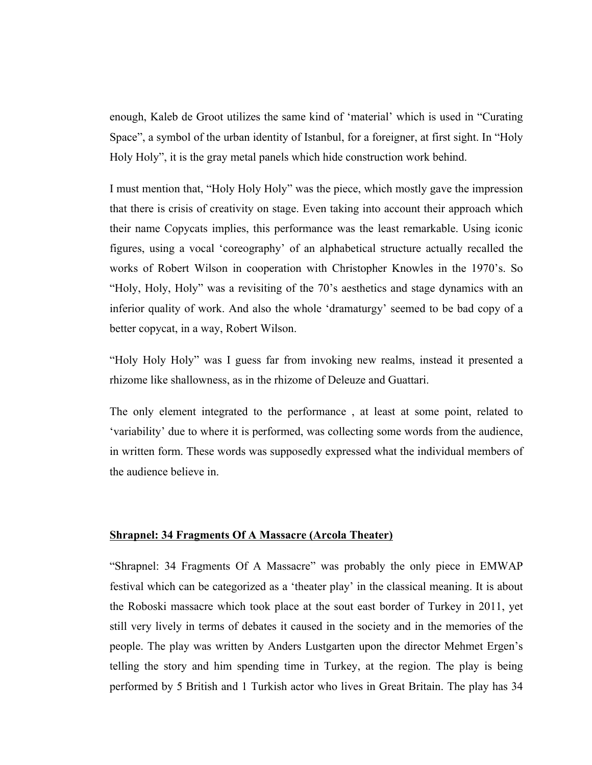enough, Kaleb de Groot utilizes the same kind of 'material' which is used in "Curating Space", a symbol of the urban identity of Istanbul, for a foreigner, at first sight. In "Holy Holy Holy", it is the gray metal panels which hide construction work behind.

I must mention that, "Holy Holy Holy" was the piece, which mostly gave the impression that there is crisis of creativity on stage. Even taking into account their approach which their name Copycats implies, this performance was the least remarkable. Using iconic figures, using a vocal 'coreography' of an alphabetical structure actually recalled the works of Robert Wilson in cooperation with Christopher Knowles in the 1970's. So "Holy, Holy, Holy" was a revisiting of the 70's aesthetics and stage dynamics with an inferior quality of work. And also the whole 'dramaturgy' seemed to be bad copy of a better copycat, in a way, Robert Wilson.

"Holy Holy Holy" was I guess far from invoking new realms, instead it presented a rhizome like shallowness, as in the rhizome of Deleuze and Guattari.

The only element integrated to the performance , at least at some point, related to 'variability' due to where it is performed, was collecting some words from the audience, in written form. These words was supposedly expressed what the individual members of the audience believe in.

**Shrapnel: 34 Fragments Of A Massacre (Arcola Theater)**

"Shrapnel: 34 Fragments Of A Massacre" was probably the only piece in EMWAP festival which can be categorized as a 'theater play' in the classical meaning. It is about the Roboski massacre which took place at the sout east border of Turkey in 2011, yet still very lively in terms of debates it caused in the society and in the memories of the people. The play was written by Anders Lustgarten upon the director Mehmet Ergen's telling the story and him spending time in Turkey, at the region. The play is being performed by 5 British and 1 Turkish actor who lives in Great Britain. The play has 34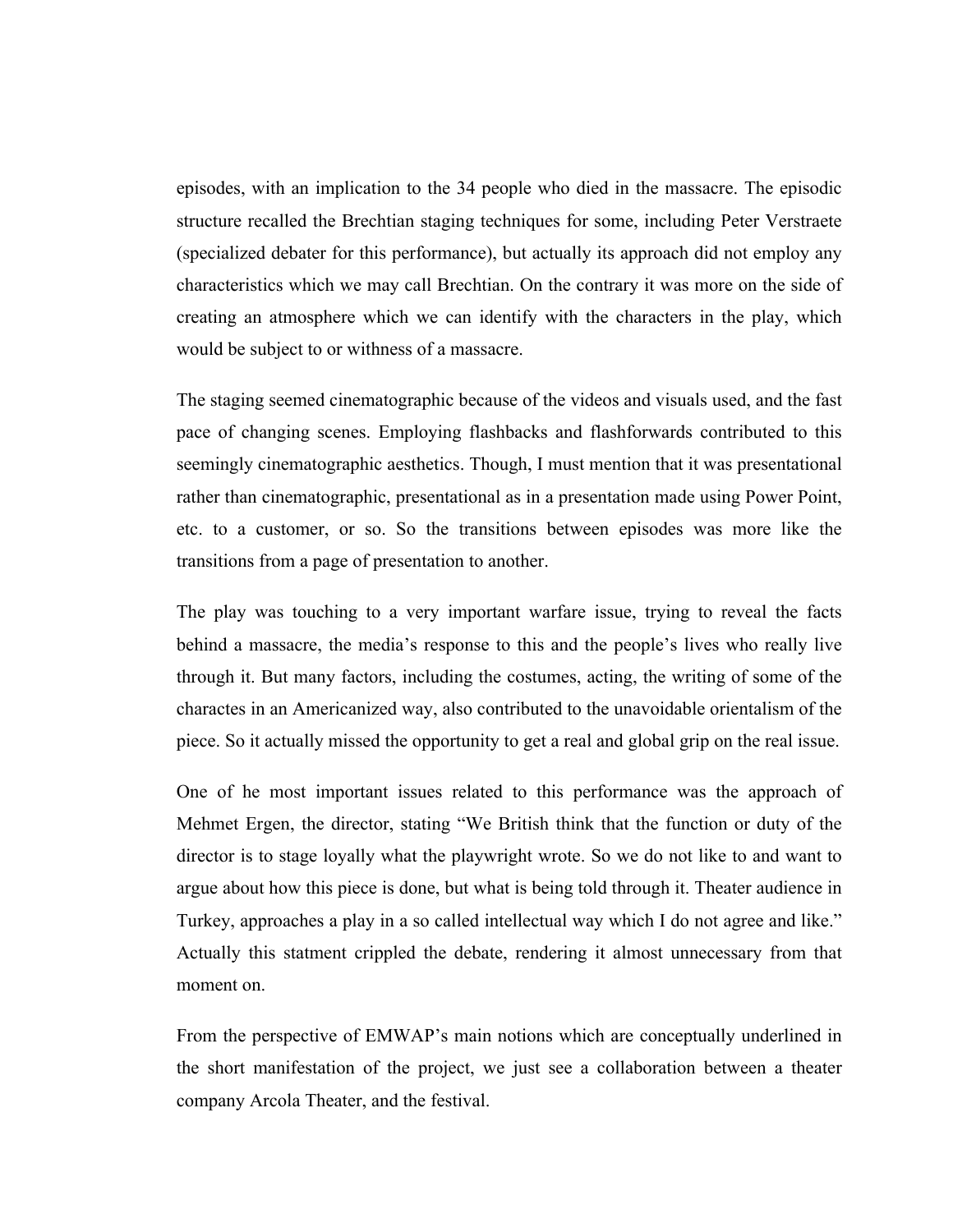episodes, with an implication to the 34 people who died in the massacre. The episodic structure recalled the Brechtian staging techniques for some, including Peter Verstraete (specialized debater for this performance), but actually its approach did not employ any characteristics which we may call Brechtian. On the contrary it was more on the side of creating an atmosphere which we can identify with the characters in the play, which would be subject to or withness of a massacre.

The staging seemed cinematographic because of the videos and visuals used, and the fast pace of changing scenes. Employing flashbacks and flashforwards contributed to this seemingly cinematographic aesthetics. Though, I must mention that it was presentational rather than cinematographic, presentational as in a presentation made using Power Point, etc. to a customer, or so. So the transitions between episodes was more like the transitions from a page of presentation to another.

The play was touching to a very important warfare issue, trying to reveal the facts behind a massacre, the media's response to this and the people's lives who really live through it. But many factors, including the costumes, acting, the writing of some of the charactes in an Americanized way, also contributed to the unavoidable orientalism of the piece. So it actually missed the opportunity to get a real and global grip on the real issue.

One of he most important issues related to this performance was the approach of Mehmet Ergen, the director, stating "We British think that the function or duty of the director is to stage loyally what the playwright wrote. So we do not like to and want to argue about how this piece is done, but what is being told through it. Theater audience in Turkey, approaches a play in a so called intellectual way which I do not agree and like." Actually this statment crippled the debate, rendering it almost unnecessary from that moment on.

From the perspective of EMWAP's main notions which are conceptually underlined in the short manifestation of the project, we just see a collaboration between a theater company Arcola Theater, and the festival.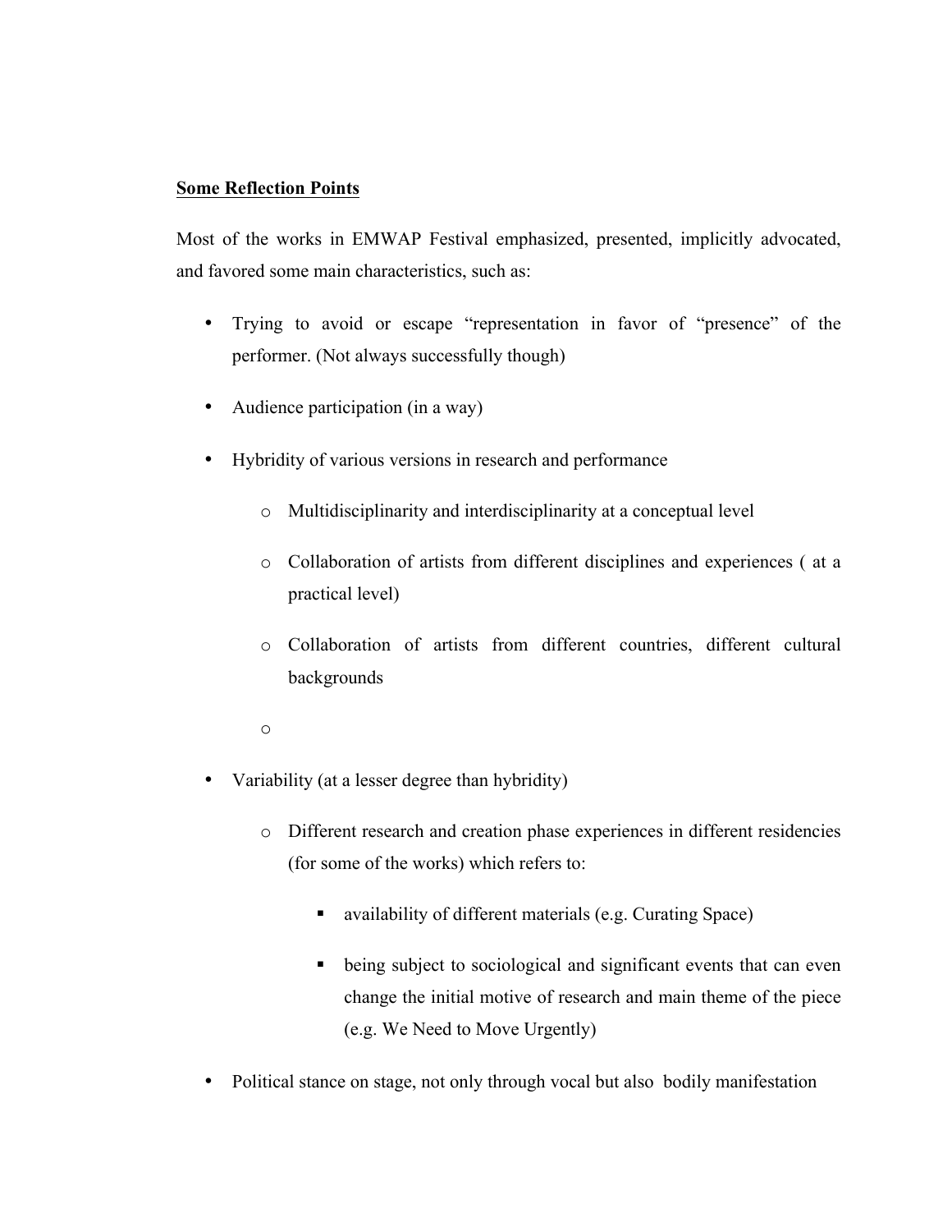**Some Reflection Points**

Most of the works in EMWAP Festival emphasized, presented, implicitly advocated, and favored some main characteristics, such as:

- Trying to avoid or escape "representation in favor of "presence" of the performer. (Not always successfully though)
- Audience participation (in a way)
- Hybridity of various versions in research and performance
  - Multidisciplinarity and interdisciplinarity at a conceptual level
  - Collaboration of artists from different disciplines and experiences ( at a practical level)
  - Collaboration of artists from different countries, different cultural backgrounds
  - 
- Variability (at a lesser degree than hybridity)
  - Different research and creation phase experiences in different residencies (for some of the works) which refers to:
    - availability of different materials (e.g. Curating Space)
    - being subject to sociological and significant events that can even change the initial motive of research and main theme of the piece (e.g. We Need to Move Urgently)
- Political stance on stage, not only through vocal but also bodily manifestation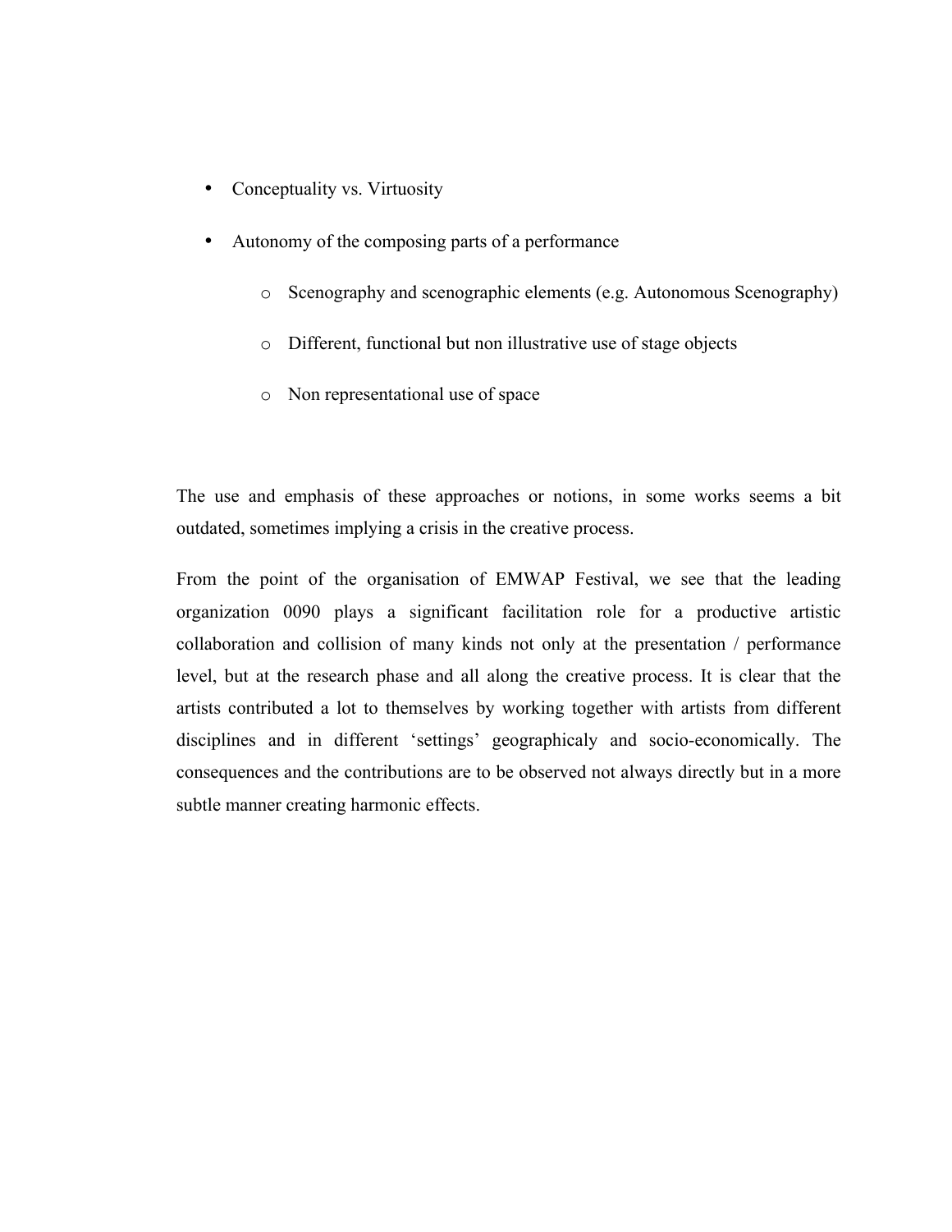- Conceptuality vs. Virtuosity
- Autonomy of the composing parts of a performance
    - Scenography and scenographic elements (e.g. Autonomous Scenography)
    - Different, functional but non illustrative use of stage objects
    - Non representational use of space

The use and emphasis of these approaches or notions, in some works seems a bit outdated, sometimes implying a crisis in the creative process.

From the point of the organisation of EMWAP Festival, we see that the leading organization 0090 plays a significant facilitation role for a productive artistic collaboration and collision of many kinds not only at the presentation / performance level, but at the research phase and all along the creative process. It is clear that the artists contributed a lot to themselves by working together with artists from different disciplines and in different 'settings' geographicaly and socio-economically. The consequences and the contributions are to be observed not always directly but in a more subtle manner creating harmonic effects.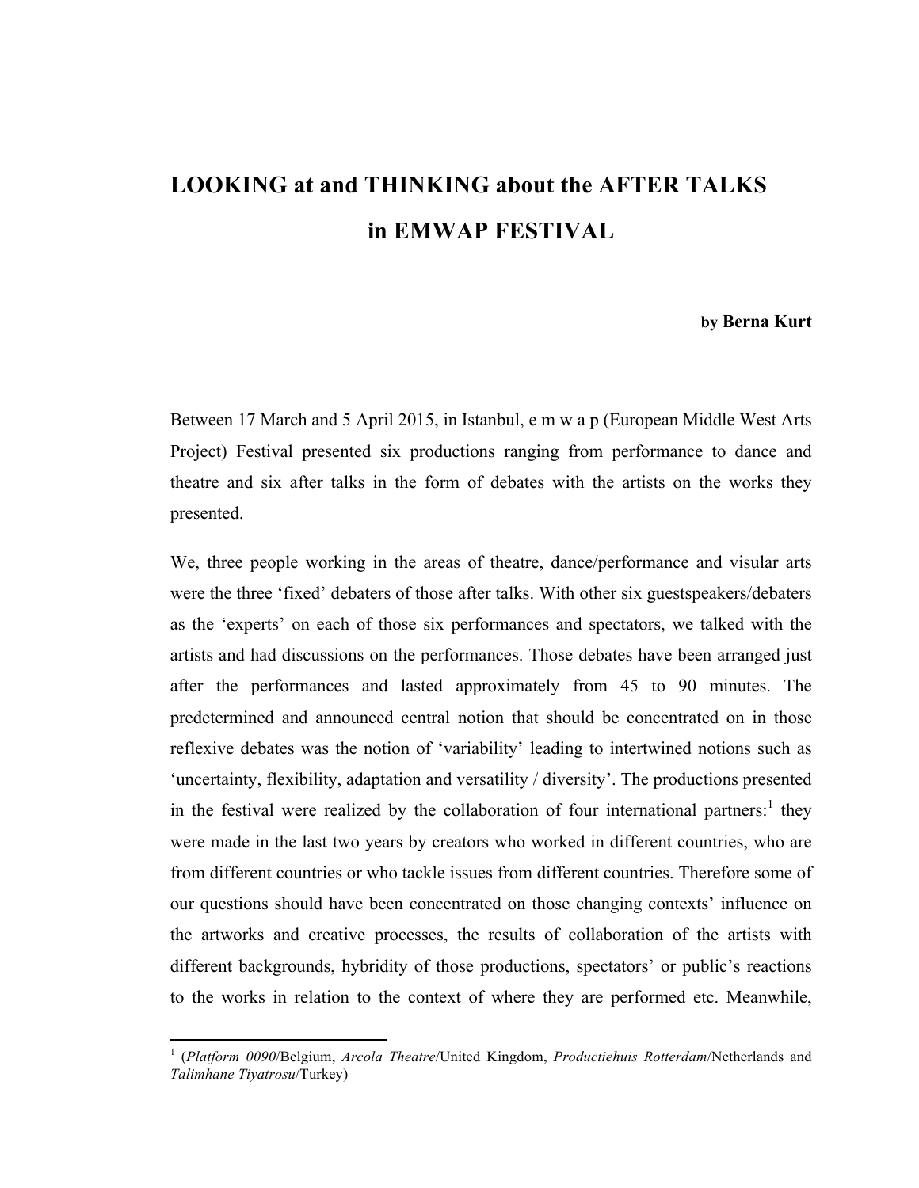# LOOKING at and THINKING about the AFTER TALKS in EMWAP FESTIVAL

**by Berna Kurt**

Between 17 March and 5 April 2015, in Istanbul, e m w a p (European Middle West Arts Project) Festival presented six productions ranging from performance to dance and theatre and six after talks in the form of debates with the artists on the works they presented.

We, three people working in the areas of theatre, dance/performance and visular arts were the three 'fixed' debaters of those after talks. With other six guestspeakers/debaters as the 'experts' on each of those six performances and spectators, we talked with the artists and had discussions on the performances. Those debates have been arranged just after the performances and lasted approximately from 45 to 90 minutes. The predetermined and announced central notion that should be concentrated on in those reflexive debates was the notion of 'variability' leading to intertwined notions such as 'uncertainty, flexibility, adaptation and versatility / diversity'. The productions presented in the festival were realized by the collaboration of four international partners:[1] they were made in the last two years by creators who worked in different countries, who are from different countries or who tackle issues from different countries. Therefore some of our questions should have been concentrated on those changing contexts' influence on the artworks and creative processes, the results of collaboration of the artists with different backgrounds, hybridity of those productions, spectators' or public's reactions to the works in relation to the context of where they are performed etc. Meanwhile,

[1] (*Platform 0090*/Belgium, *Arcola Theatre*/United Kingdom, *Productiehuis Rotterdam*/Netherlands and *Talimhane Tiyatrosu*/Turkey)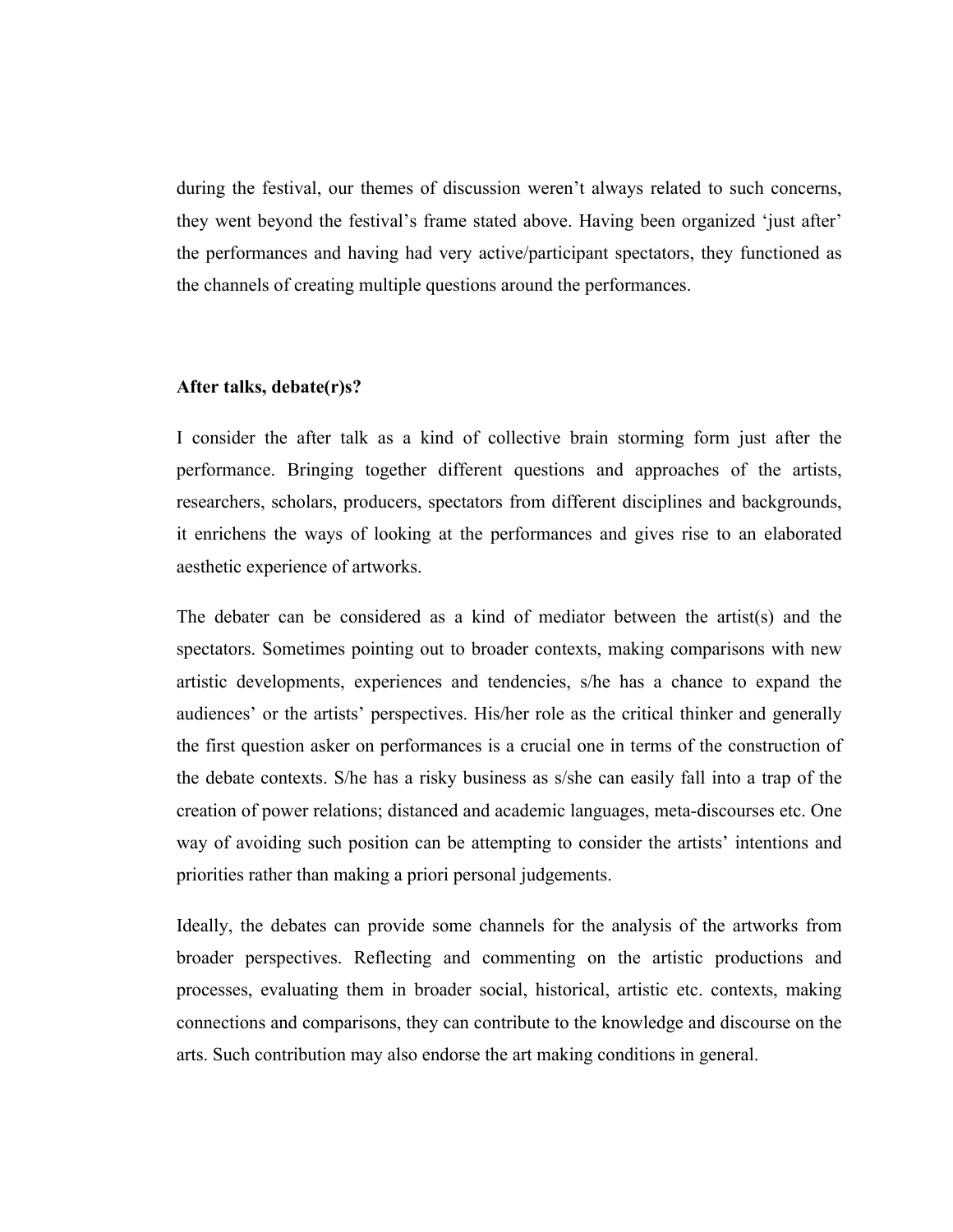during the festival, our themes of discussion weren't always related to such concerns, they went beyond the festival's frame stated above. Having been organized 'just after' the performances and having had very active/participant spectators, they functioned as the channels of creating multiple questions around the performances.

**After talks, debate(r)s?**

I consider the after talk as a kind of collective brain storming form just after the performance. Bringing together different questions and approaches of the artists, researchers, scholars, producers, spectators from different disciplines and backgrounds, it enrichens the ways of looking at the performances and gives rise to an elaborated aesthetic experience of artworks.

The debater can be considered as a kind of mediator between the artist(s) and the spectators. Sometimes pointing out to broader contexts, making comparisons with new artistic developments, experiences and tendencies, s/he has a chance to expand the audiences' or the artists' perspectives. His/her role as the critical thinker and generally the first question asker on performances is a crucial one in terms of the construction of the debate contexts. S/he has a risky business as s/she can easily fall into a trap of the creation of power relations; distanced and academic languages, meta-discourses etc. One way of avoiding such position can be attempting to consider the artists' intentions and priorities rather than making a priori personal judgements.

Ideally, the debates can provide some channels for the analysis of the artworks from broader perspectives. Reflecting and commenting on the artistic productions and processes, evaluating them in broader social, historical, artistic etc. contexts, making connections and comparisons, they can contribute to the knowledge and discourse on the arts. Such contribution may also endorse the art making conditions in general.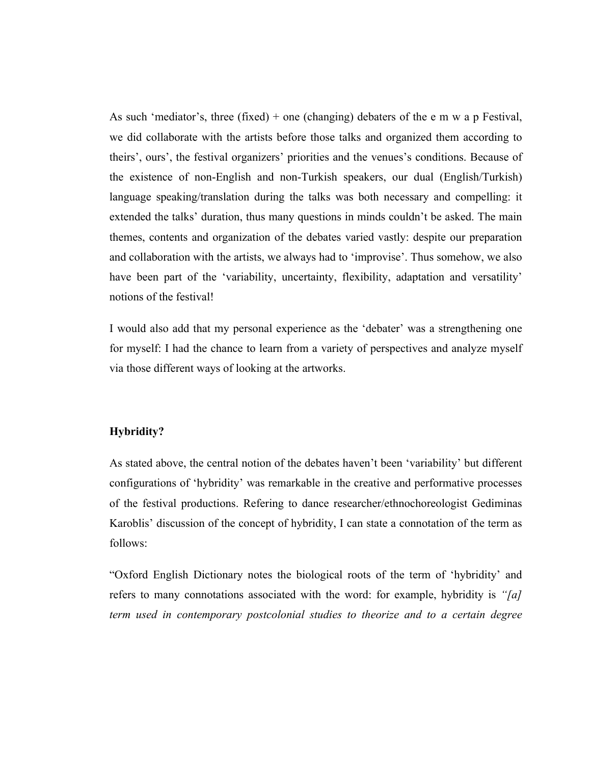As such 'mediator's, three (fixed) + one (changing) debaters of the e m w a p Festival, we did collaborate with the artists before those talks and organized them according to theirs', ours', the festival organizers' priorities and the venues's conditions. Because of the existence of non-English and non-Turkish speakers, our dual (English/Turkish) language speaking/translation during the talks was both necessary and compelling: it extended the talks' duration, thus many questions in minds couldn't be asked. The main themes, contents and organization of the debates varied vastly: despite our preparation and collaboration with the artists, we always had to 'improvise'. Thus somehow, we also have been part of the 'variability, uncertainty, flexibility, adaptation and versatility' notions of the festival!

I would also add that my personal experience as the 'debater' was a strengthening one for myself: I had the chance to learn from a variety of perspectives and analyze myself via those different ways of looking at the artworks.

**Hybridity?**

As stated above, the central notion of the debates haven't been 'variability' but different configurations of 'hybridity' was remarkable in the creative and performative processes of the festival productions. Refering to dance researcher/ethnochoreologist Gediminas Karoblis' discussion of the concept of hybridity, I can state a connotation of the term as follows:

"Oxford English Dictionary notes the biological roots of the term of 'hybridity' and refers to many connotations associated with the word: for example, hybridity is *"[a] term used in contemporary postcolonial studies to theorize and to a certain degree*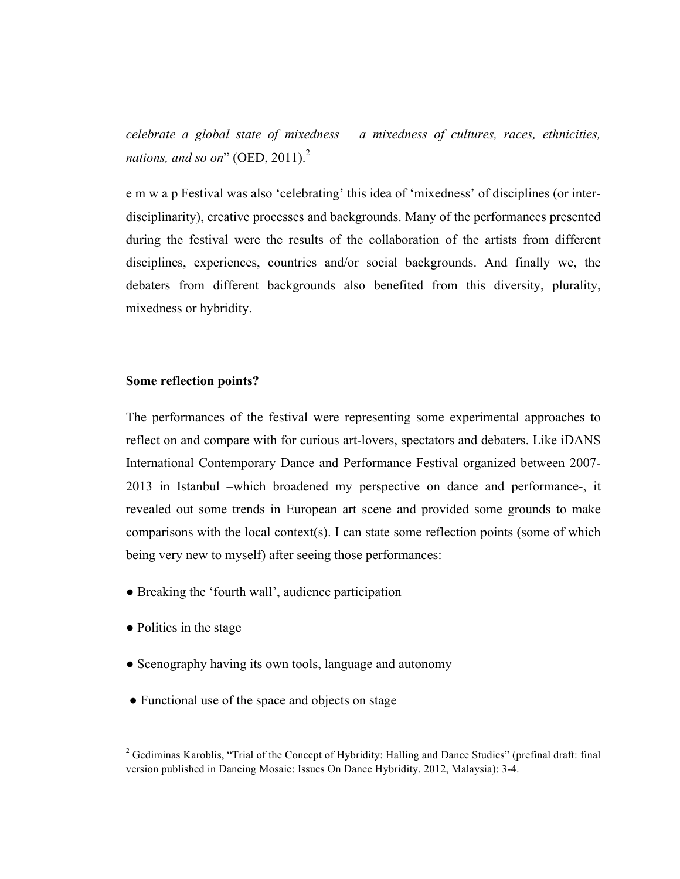*celebrate a global state of mixedness – a mixedness of cultures, races, ethnicities, nations, and so on*" (OED, 2011).[2]

e m w a p Festival was also 'celebrating' this idea of 'mixedness' of disciplines (or inter-disciplinarity), creative processes and backgrounds. Many of the performances presented during the festival were the results of the collaboration of the artists from different disciplines, experiences, countries and/or social backgrounds. And finally we, the debaters from different backgrounds also benefited from this diversity, plurality, mixedness or hybridity.

**Some reflection points?**

The performances of the festival were representing some experimental approaches to reflect on and compare with for curious art-lovers, spectators and debaters. Like iDANS International Contemporary Dance and Performance Festival organized between 2007-2013 in Istanbul –which broadened my perspective on dance and performance-, it revealed out some trends in European art scene and provided some grounds to make comparisons with the local context(s). I can state some reflection points (some of which being very new to myself) after seeing those performances:

- Breaking the 'fourth wall', audience participation
- Politics in the stage
- Scenography having its own tools, language and autonomy
- Functional use of the space and objects on stage

[2] Gediminas Karoblis, "Trial of the Concept of Hybridity: Halling and Dance Studies" (prefinal draft: final version published in Dancing Mosaic: Issues On Dance Hybridity. 2012, Malaysia): 3-4.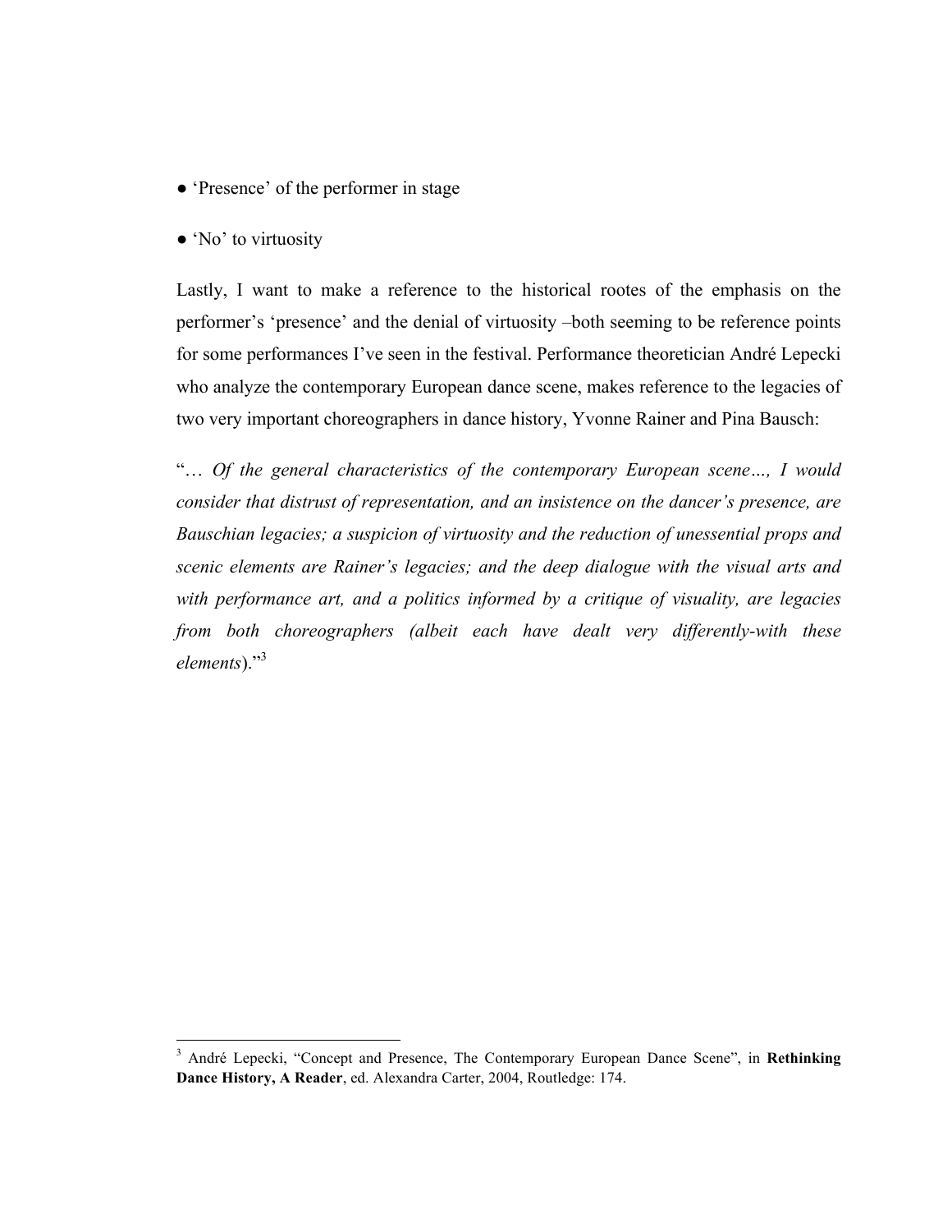● 'Presence' of the performer in stage

● 'No' to virtuosity

Lastly, I want to make a reference to the historical rootes of the emphasis on the performer's 'presence' and the denial of virtuosity –both seeming to be reference points for some performances I've seen in the festival. Performance theoretician André Lepecki who analyze the contemporary European dance scene, makes reference to the legacies of two very important choreographers in dance history, Yvonne Rainer and Pina Bausch:

"… *Of the general characteristics of the contemporary European scene…, I would consider that distrust of representation, and an insistence on the dancer's presence, are Bauschian legacies; a suspicion of virtuosity and the reduction of unessential props and scenic elements are Rainer's legacies; and the deep dialogue with the visual arts and with performance art, and a politics informed by a critique of visuality, are legacies from both choreographers (albeit each have dealt very differently-with these elements*)."[3]

---

[3] André Lepecki, "Concept and Presence, The Contemporary European Dance Scene", in **Rethinking Dance History, A Reader**, ed. Alexandra Carter, 2004, Routledge: 174.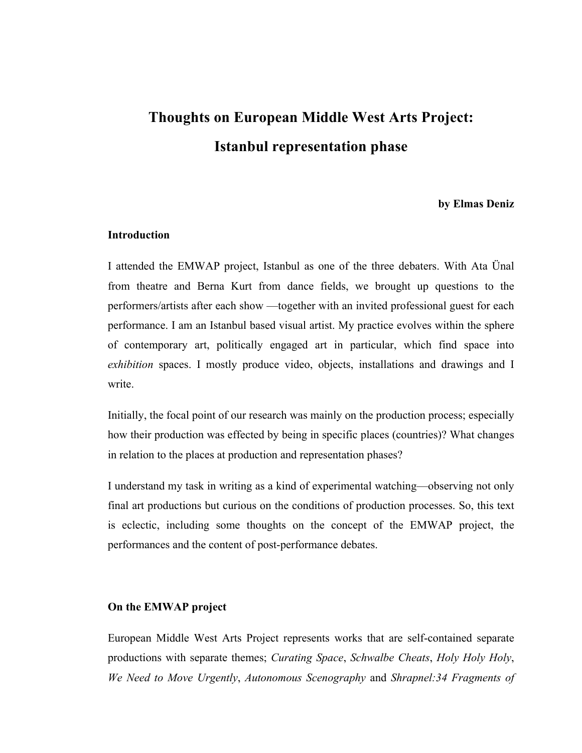# Thoughts on European Middle West Arts Project: Istanbul representation phase

**by Elmas Deniz**

### Introduction

I attended the EMWAP project, Istanbul as one of the three debaters. With Ata Ünal from theatre and Berna Kurt from dance fields, we brought up questions to the performers/artists after each show —together with an invited professional guest for each performance. I am an Istanbul based visual artist. My practice evolves within the sphere of contemporary art, politically engaged art in particular, which find space into *exhibition* spaces. I mostly produce video, objects, installations and drawings and I write.

Initially, the focal point of our research was mainly on the production process; especially how their production was effected by being in specific places (countries)? What changes in relation to the places at production and representation phases?

I understand my task in writing as a kind of experimental watching—observing not only final art productions but curious on the conditions of production processes. So, this text is eclectic, including some thoughts on the concept of the EMWAP project, the performances and the content of post-performance debates.

### On the EMWAP project

European Middle West Arts Project represents works that are self-contained separate productions with separate themes; *Curating Space*, *Schwalbe Cheats*, *Holy Holy Holy*, *We Need to Move Urgently*, *Autonomous Scenography* and *Shrapnel:34 Fragments of*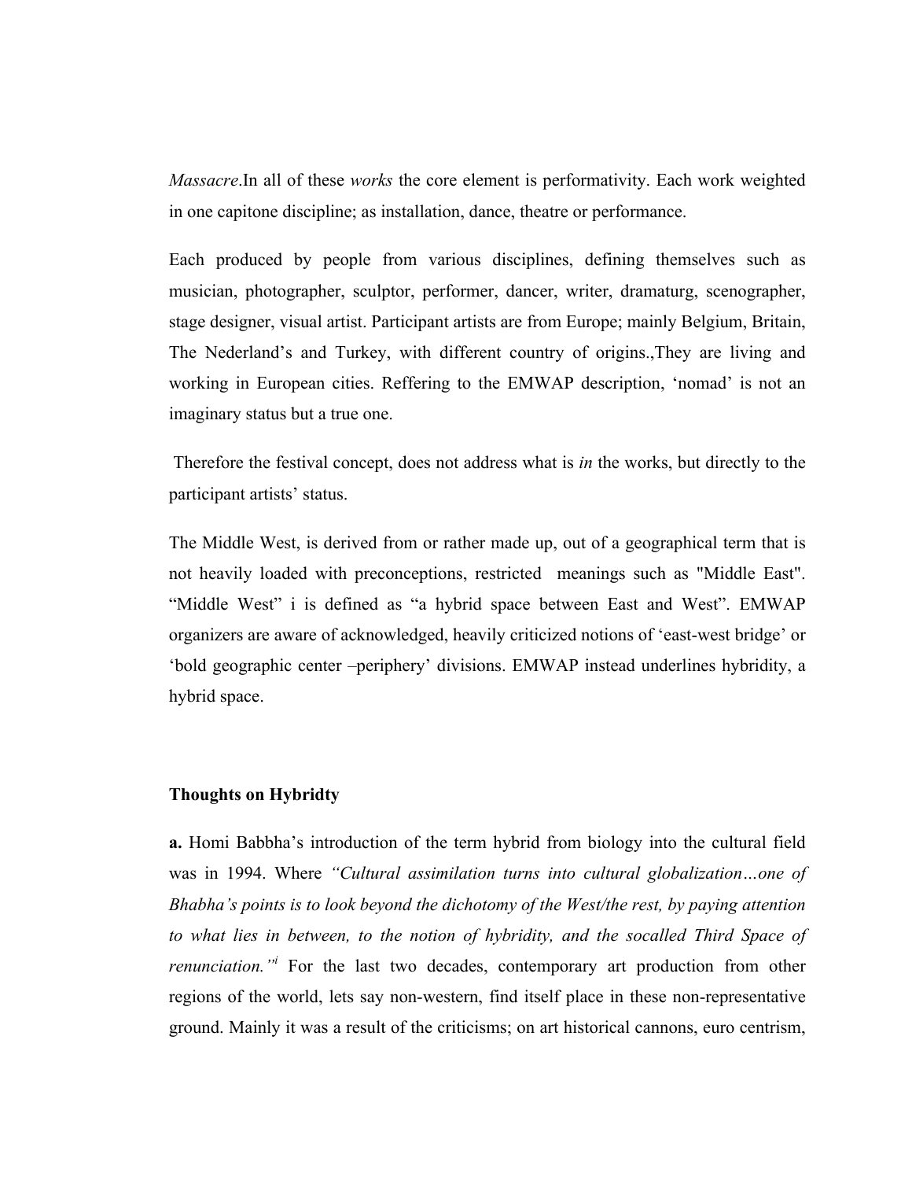*Massacre*.In all of these *works* the core element is performativity. Each work weighted in one capitone discipline; as installation, dance, theatre or performance.

Each produced by people from various disciplines, defining themselves such as musician, photographer, sculptor, performer, dancer, writer, dramaturg, scenographer, stage designer, visual artist. Participant artists are from Europe; mainly Belgium, Britain, The Nederland's and Turkey, with different country of origins.,They are living and working in European cities. Reffering to the EMWAP description, 'nomad' is not an imaginary status but a true one.

Therefore the festival concept, does not address what is *in* the works, but directly to the participant artists' status.

The Middle West, is derived from or rather made up, out of a geographical term that is not heavily loaded with preconceptions, restricted meanings such as "Middle East". "Middle West" i is defined as "a hybrid space between East and West". EMWAP organizers are aware of acknowledged, heavily criticized notions of 'east-west bridge' or 'bold geographic center –periphery' divisions. EMWAP instead underlines hybridity, a hybrid space.

**Thoughts on Hybridty**

**a.** Homi Babbha's introduction of the term hybrid from biology into the cultural field was in 1994. Where *"Cultural assimilation turns into cultural globalization…one of Bhabha's points is to look beyond the dichotomy of the West/the rest, by paying attention to what lies in between, to the notion of hybridity, and the socalled Third Space of renunciation."*[i] For the last two decades, contemporary art production from other regions of the world, lets say non-western, find itself place in these non-representative ground. Mainly it was a result of the criticisms; on art historical cannons, euro centrism,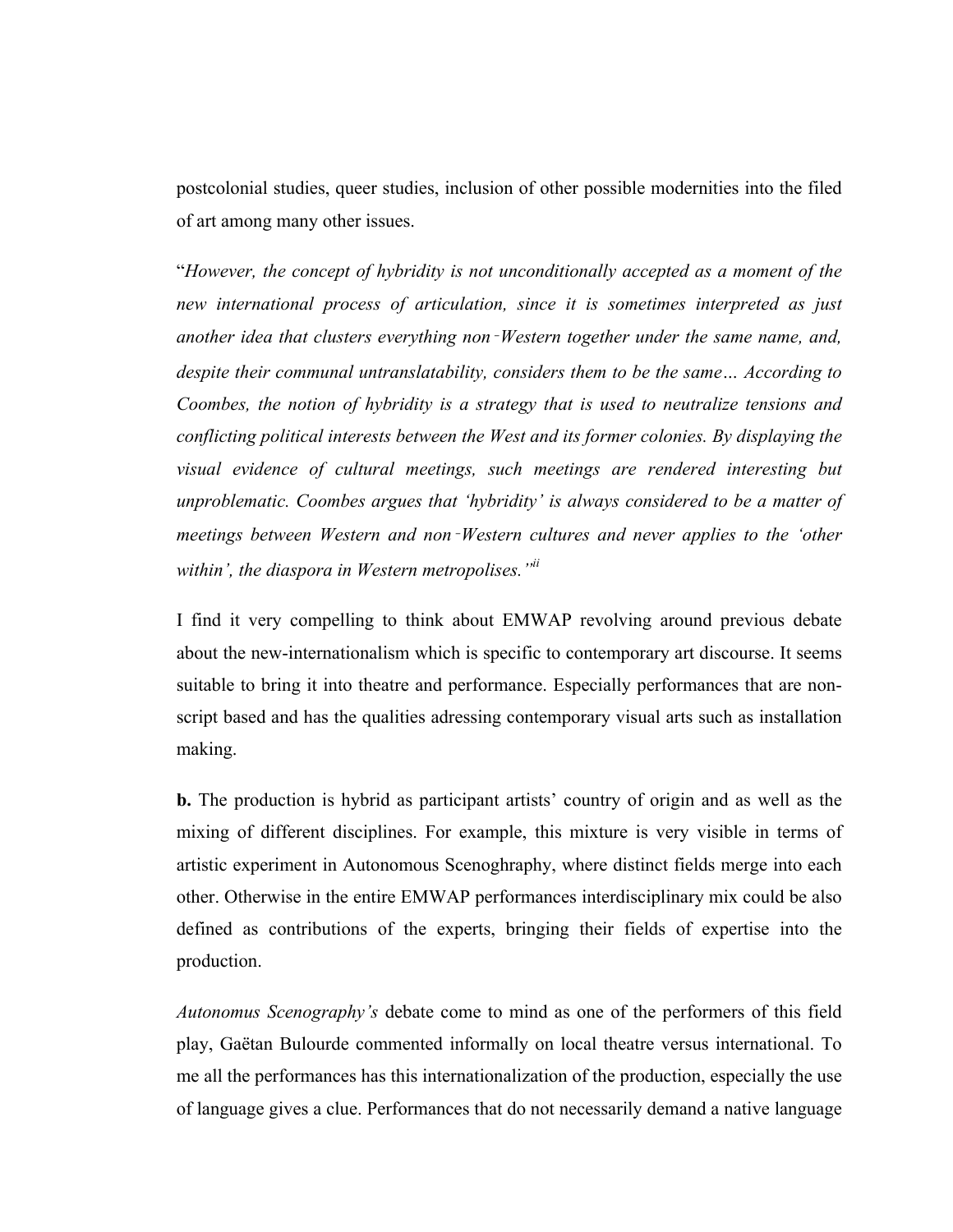postcolonial studies, queer studies, inclusion of other possible modernities into the filed of art among many other issues.

"*However, the concept of hybridity is not unconditionally accepted as a moment of the new international process of articulation, since it is sometimes interpreted as just another idea that clusters everything non‑Western together under the same name, and, despite their communal untranslatability, considers them to be the same… According to Coombes, the notion of hybridity is a strategy that is used to neutralize tensions and conflicting political interests between the West and its former colonies. By displaying the visual evidence of cultural meetings, such meetings are rendered interesting but unproblematic. Coombes argues that 'hybridity' is always considered to be a matter of meetings between Western and non‑Western cultures and never applies to the 'other within', the diaspora in Western metropolises.*"[ii]

I find it very compelling to think about EMWAP revolving around previous debate about the new-internationalism which is specific to contemporary art discourse. It seems suitable to bring it into theatre and performance. Especially performances that are non-script based and has the qualities adressing contemporary visual arts such as installation making.

**b.** The production is hybrid as participant artists' country of origin and as well as the mixing of different disciplines. For example, this mixture is very visible in terms of artistic experiment in Autonomous Scenoghraphy, where distinct fields merge into each other. Otherwise in the entire EMWAP performances interdisciplinary mix could be also defined as contributions of the experts, bringing their fields of expertise into the production.

*Autonomus Scenography's* debate come to mind as one of the performers of this field play, Gaëtan Bulourde commented informally on local theatre versus international. To me all the performances has this internationalization of the production, especially the use of language gives a clue. Performances that do not necessarily demand a native language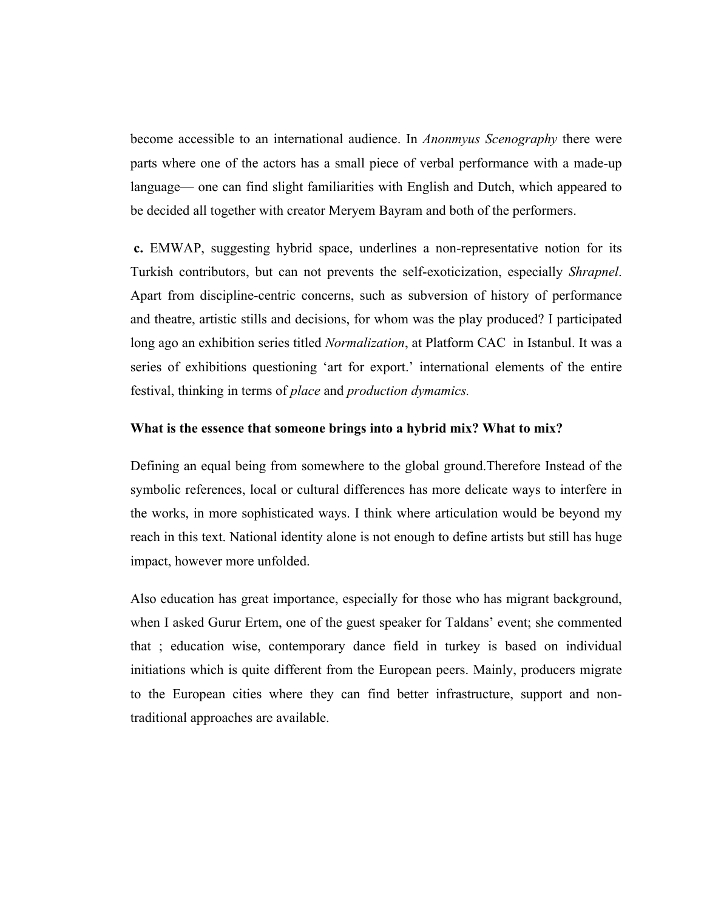become accessible to an international audience. In *Anonmyus Scenography* there were parts where one of the actors has a small piece of verbal performance with a made-up language— one can find slight familiarities with English and Dutch, which appeared to be decided all together with creator Meryem Bayram and both of the performers.

**c.** EMWAP, suggesting hybrid space, underlines a non-representative notion for its Turkish contributors, but can not prevents the self-exoticization, especially *Shrapnel*. Apart from discipline-centric concerns, such as subversion of history of performance and theatre, artistic stills and decisions, for whom was the play produced? I participated long ago an exhibition series titled *Normalization*, at Platform CAC in Istanbul. It was a series of exhibitions questioning 'art for export.' international elements of the entire festival, thinking in terms of *place* and *production dymamics.*

**What is the essence that someone brings into a hybrid mix? What to mix?**

Defining an equal being from somewhere to the global ground.Therefore Instead of the symbolic references, local or cultural differences has more delicate ways to interfere in the works, in more sophisticated ways. I think where articulation would be beyond my reach in this text. National identity alone is not enough to define artists but still has huge impact, however more unfolded.

Also education has great importance, especially for those who has migrant background, when I asked Gurur Ertem, one of the guest speaker for Taldans' event; she commented that ; education wise, contemporary dance field in turkey is based on individual initiations which is quite different from the European peers. Mainly, producers migrate to the European cities where they can find better infrastructure, support and non-traditional approaches are available.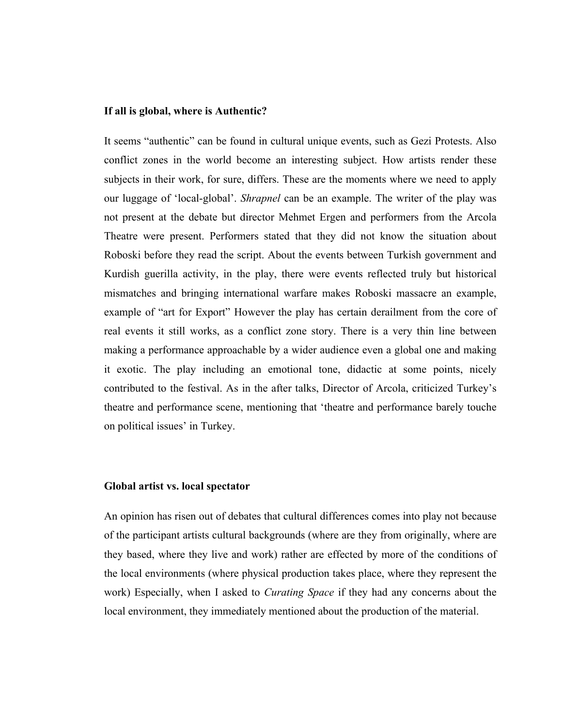**If all is global, where is Authentic?**

It seems “authentic” can be found in cultural unique events, such as Gezi Protests. Also conflict zones in the world become an interesting subject. How artists render these subjects in their work, for sure, differs. These are the moments where we need to apply our luggage of ‘local-global’. *Shrapnel* can be an example. The writer of the play was not present at the debate but director Mehmet Ergen and performers from the Arcola Theatre were present. Performers stated that they did not know the situation about Roboski before they read the script. About the events between Turkish government and Kurdish guerilla activity, in the play, there were events reflected truly but historical mismatches and bringing international warfare makes Roboski massacre an example, example of “art for Export” However the play has certain derailment from the core of real events it still works, as a conflict zone story. There is a very thin line between making a performance approachable by a wider audience even a global one and making it exotic. The play including an emotional tone, didactic at some points, nicely contributed to the festival. As in the after talks, Director of Arcola, criticized Turkey’s theatre and performance scene, mentioning that ‘theatre and performance barely touche on political issues’ in Turkey.

**Global artist vs. local spectator**

An opinion has risen out of debates that cultural differences comes into play not because of the participant artists cultural backgrounds (where are they from originally, where are they based, where they live and work) rather are effected by more of the conditions of the local environments (where physical production takes place, where they represent the work) Especially, when I asked to *Curating Space* if they had any concerns about the local environment, they immediately mentioned about the production of the material.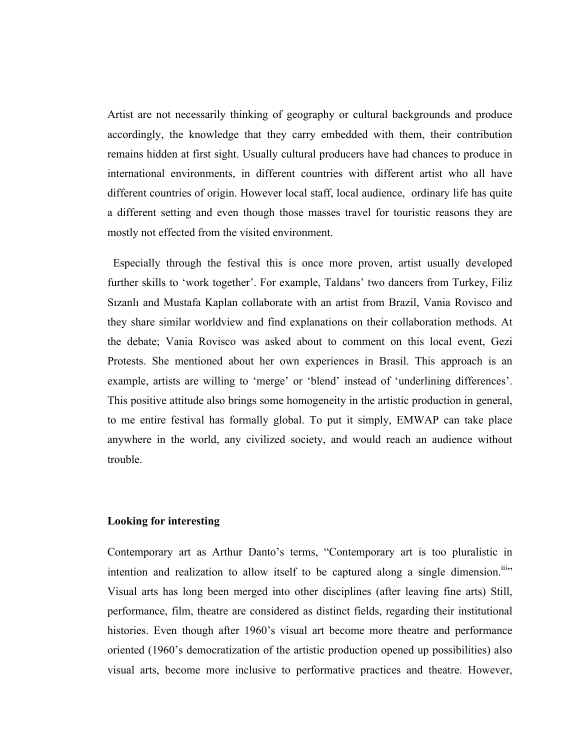Artist are not necessarily thinking of geography or cultural backgrounds and produce accordingly, the knowledge that they carry embedded with them, their contribution remains hidden at first sight. Usually cultural producers have had chances to produce in international environments, in different countries with different artist who all have different countries of origin. However local staff, local audience, ordinary life has quite a different setting and even though those masses travel for touristic reasons they are mostly not effected from the visited environment.

Especially through the festival this is once more proven, artist usually developed further skills to 'work together'. For example, Taldans' two dancers from Turkey, Filiz Sızanlı and Mustafa Kaplan collaborate with an artist from Brazil, Vania Rovisco and they share similar worldview and find explanations on their collaboration methods. At the debate; Vania Rovisco was asked about to comment on this local event, Gezi Protests. She mentioned about her own experiences in Brasil. This approach is an example, artists are willing to 'merge' or 'blend' instead of 'underlining differences'. This positive attitude also brings some homogeneity in the artistic production in general, to me entire festival has formally global. To put it simply, EMWAP can take place anywhere in the world, any civilized society, and would reach an audience without trouble.

**Looking for interesting**

Contemporary art as Arthur Danto's terms, "Contemporary art is too pluralistic in intention and realization to allow itself to be captured along a single dimension.[iii]" Visual arts has long been merged into other disciplines (after leaving fine arts) Still, performance, film, theatre are considered as distinct fields, regarding their institutional histories. Even though after 1960's visual art become more theatre and performance oriented (1960's democratization of the artistic production opened up possibilities) also visual arts, become more inclusive to performative practices and theatre. However,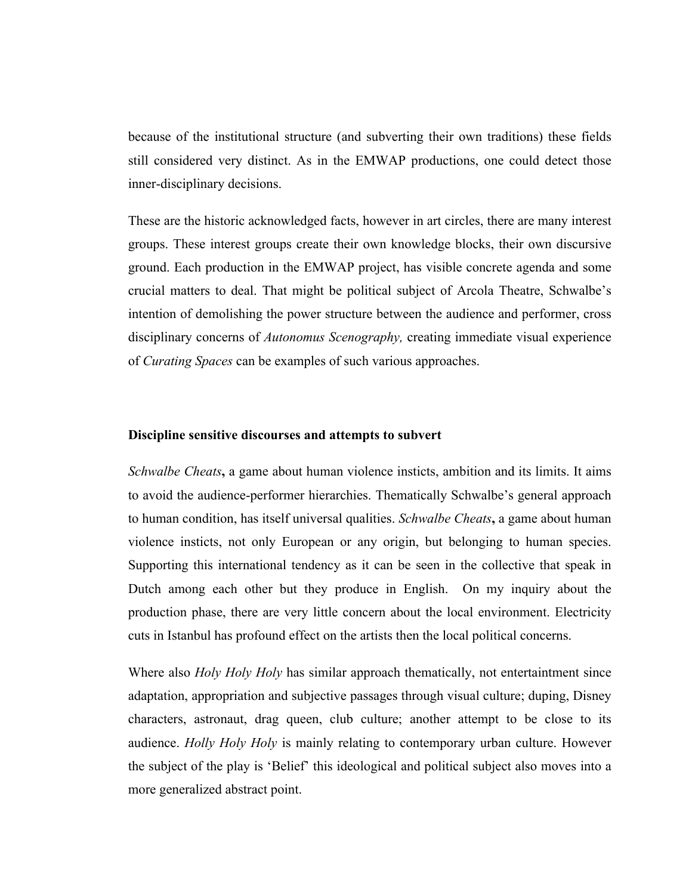because of the institutional structure (and subverting their own traditions) these fields still considered very distinct. As in the EMWAP productions, one could detect those inner-disciplinary decisions.

These are the historic acknowledged facts, however in art circles, there are many interest groups. These interest groups create their own knowledge blocks, their own discursive ground. Each production in the EMWAP project, has visible concrete agenda and some crucial matters to deal. That might be political subject of Arcola Theatre, Schwalbe's intention of demolishing the power structure between the audience and performer, cross disciplinary concerns of *Autonomus Scenography,* creating immediate visual experience of *Curating Spaces* can be examples of such various approaches.

**Discipline sensitive discourses and attempts to subvert**

*Schwalbe Cheats***,** a game about human violence insticts, ambition and its limits. It aims to avoid the audience-performer hierarchies. Thematically Schwalbe's general approach to human condition, has itself universal qualities. *Schwalbe Cheats***,** a game about human violence insticts, not only European or any origin, but belonging to human species. Supporting this international tendency as it can be seen in the collective that speak in Dutch among each other but they produce in English. On my inquiry about the production phase, there are very little concern about the local environment. Electricity cuts in Istanbul has profound effect on the artists then the local political concerns.

Where also *Holy Holy Holy* has similar approach thematically, not entertaintment since adaptation, appropriation and subjective passages through visual culture; duping, Disney characters, astronaut, drag queen, club culture; another attempt to be close to its audience. *Holly Holy Holy* is mainly relating to contemporary urban culture. However the subject of the play is 'Belief' this ideological and political subject also moves into a more generalized abstract point.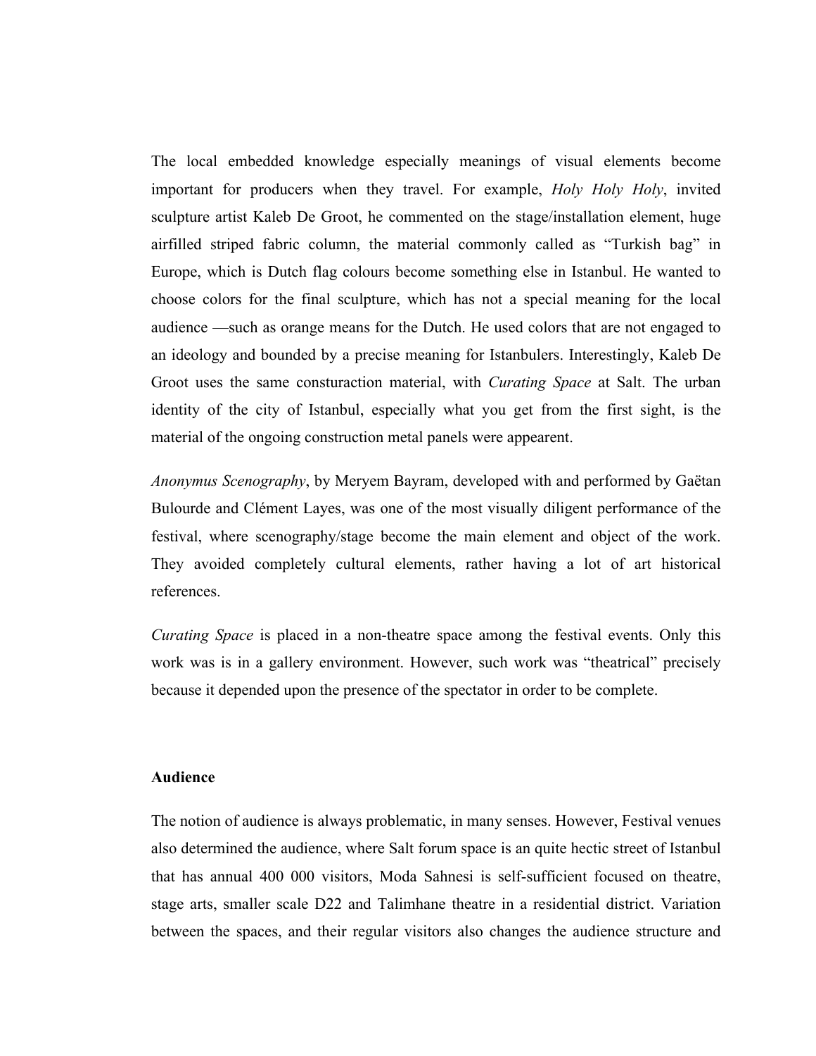The local embedded knowledge especially meanings of visual elements become important for producers when they travel. For example, *Holy Holy Holy*, invited sculpture artist Kaleb De Groot, he commented on the stage/installation element, huge airfilled striped fabric column, the material commonly called as "Turkish bag" in Europe, which is Dutch flag colours become something else in Istanbul. He wanted to choose colors for the final sculpture, which has not a special meaning for the local audience —such as orange means for the Dutch. He used colors that are not engaged to an ideology and bounded by a precise meaning for Istanbulers. Interestingly, Kaleb De Groot uses the same consturaction material, with *Curating Space* at Salt. The urban identity of the city of Istanbul, especially what you get from the first sight, is the material of the ongoing construction metal panels were appearent.

*Anonymus Scenography*, by Meryem Bayram, developed with and performed by Gaëtan Bulourde and Clément Layes, was one of the most visually diligent performance of the festival, where scenography/stage become the main element and object of the work. They avoided completely cultural elements, rather having a lot of art historical references.

*Curating Space* is placed in a non-theatre space among the festival events. Only this work was is in a gallery environment. However, such work was "theatrical" precisely because it depended upon the presence of the spectator in order to be complete.

**Audience**

The notion of audience is always problematic, in many senses. However, Festival venues also determined the audience, where Salt forum space is an quite hectic street of Istanbul that has annual 400 000 visitors, Moda Sahnesi is self-sufficient focused on theatre, stage arts, smaller scale D22 and Talimhane theatre in a residential district. Variation between the spaces, and their regular visitors also changes the audience structure and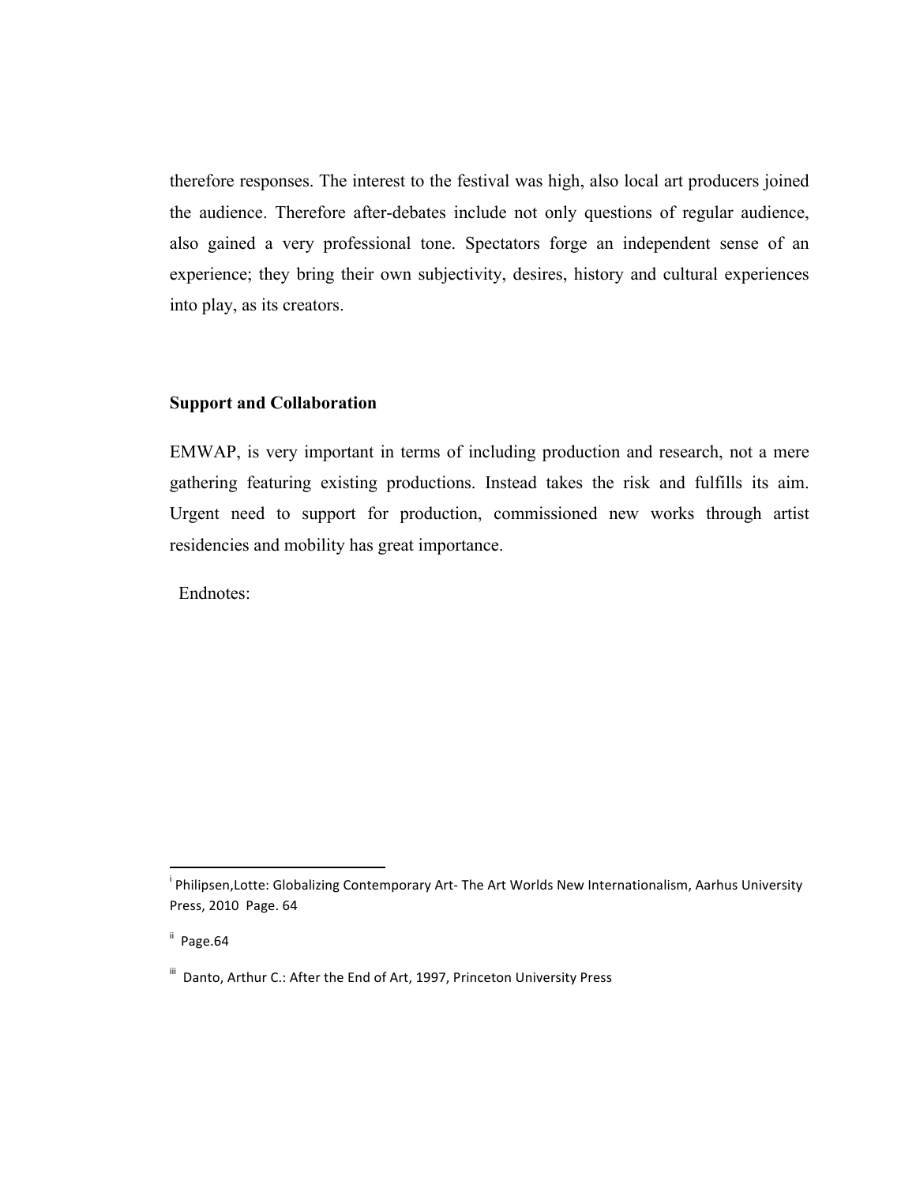therefore responses. The interest to the festival was high, also local art producers joined the audience. Therefore after-debates include not only questions of regular audience, also gained a very professional tone. Spectators forge an independent sense of an experience; they bring their own subjectivity, desires, history and cultural experiences into play, as its creators.

**Support and Collaboration**

EMWAP, is very important in terms of including production and research, not a mere gathering featuring existing productions. Instead takes the risk and fulfills its aim. Urgent need to support for production, commissioned new works through artist residencies and mobility has great importance.

Endnotes:

[i] Philipsen,Lotte: Globalizing Contemporary Art- The Art Worlds New Internationalism, Aarhus University Press, 2010 Page. 64

[ii] Page.64

[iii] Danto, Arthur C.: After the End of Art, 1997, Princeton University Press